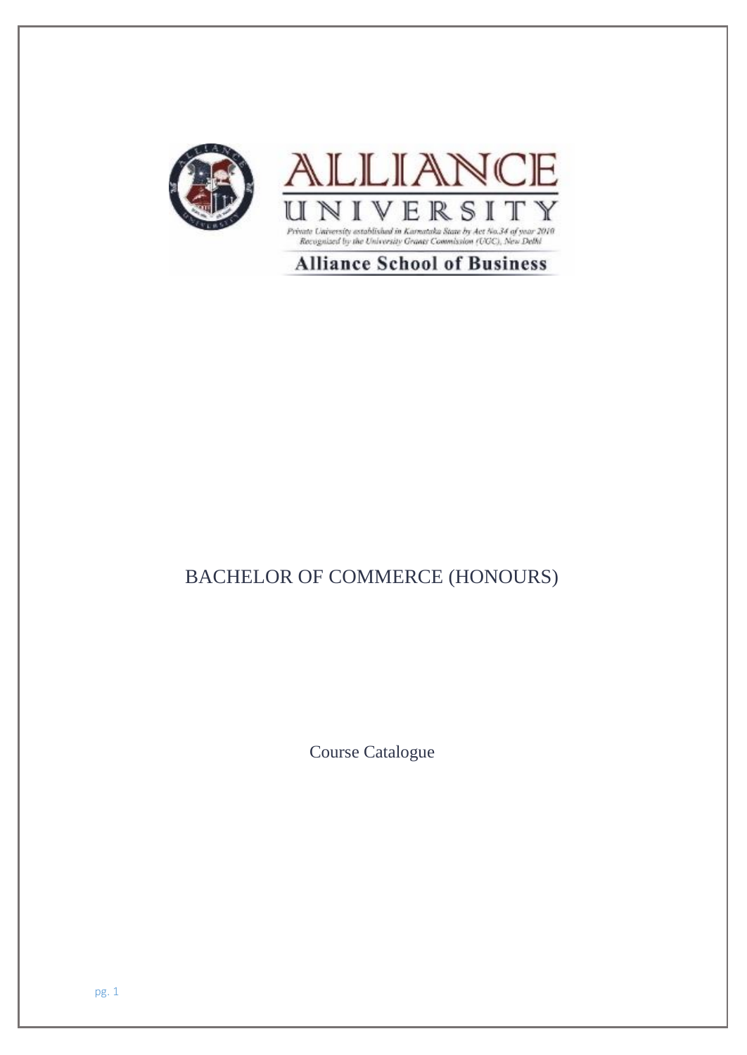ALLIANCE UNIVERSITY

Private University established in Karnataka State by Act No.34 of year 2010
Recognized by the University Grants Commission (UGC), New Delhi

Alliance School of Business

# BACHELOR OF COMMERCE (HONOURS)

Course Catalogue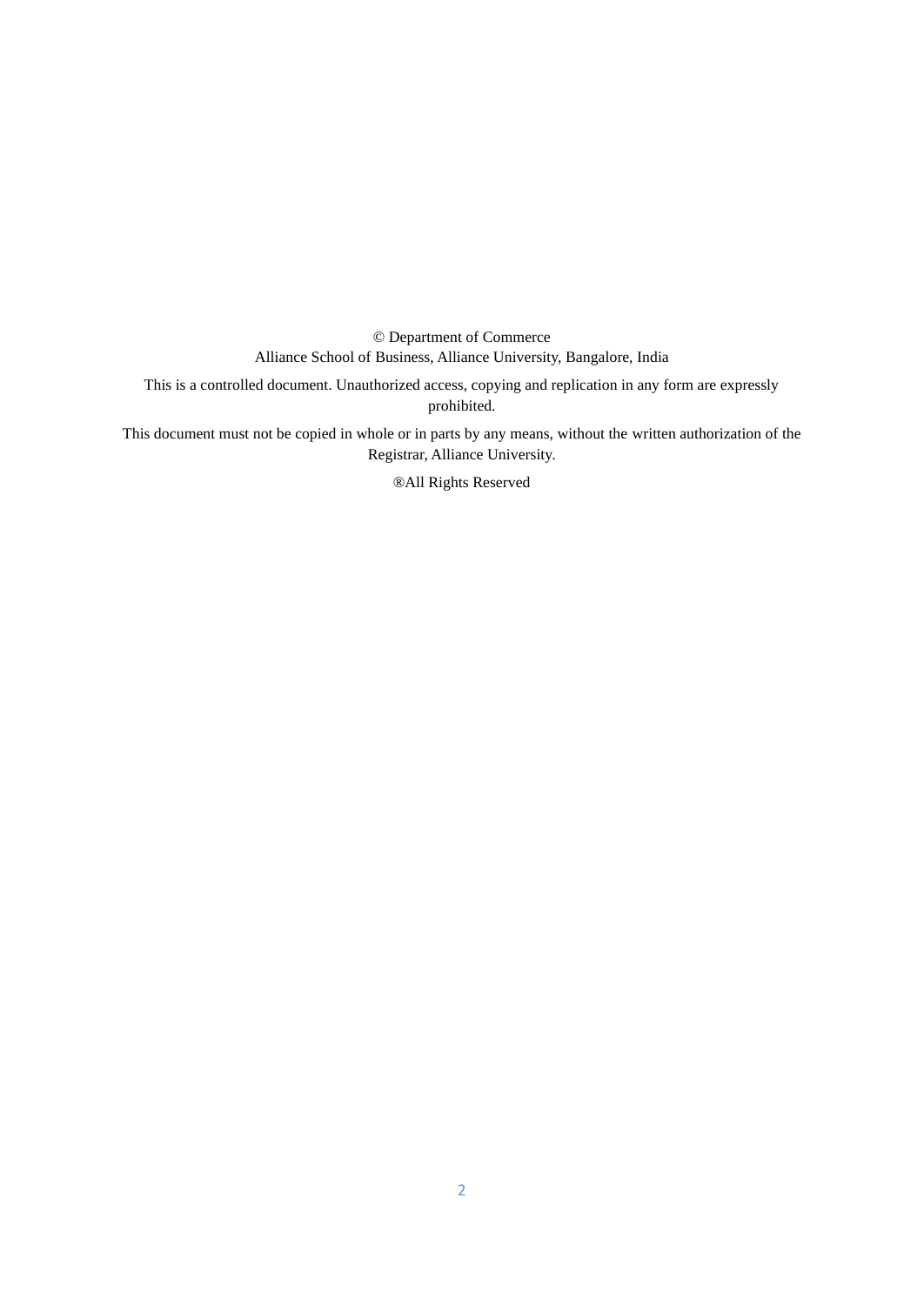© Department of Commerce
Alliance School of Business, Alliance University, Bangalore, India

This is a controlled document. Unauthorized access, copying and replication in any form are expressly prohibited.

This document must not be copied in whole or in parts by any means, without the written authorization of the Registrar, Alliance University.

®All Rights Reserved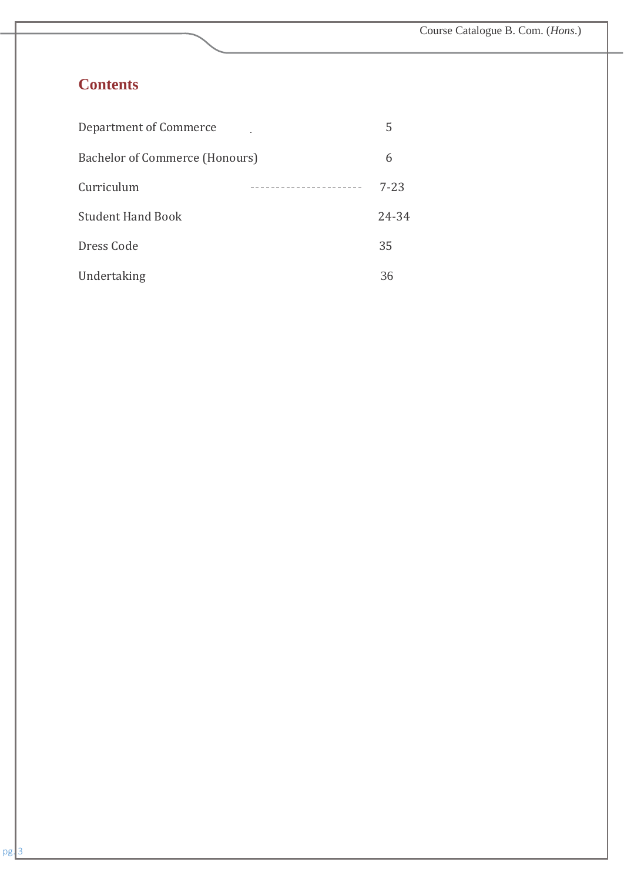## Contents

| | |
|---|---|
| Department of Commerce | 5 |
| Bachelor of Commerce (Honours) | 6 |
| Curriculum | 7-23 |
| Student Hand Book | 24-34 |
| Dress Code | 35 |
| Undertaking | 36 |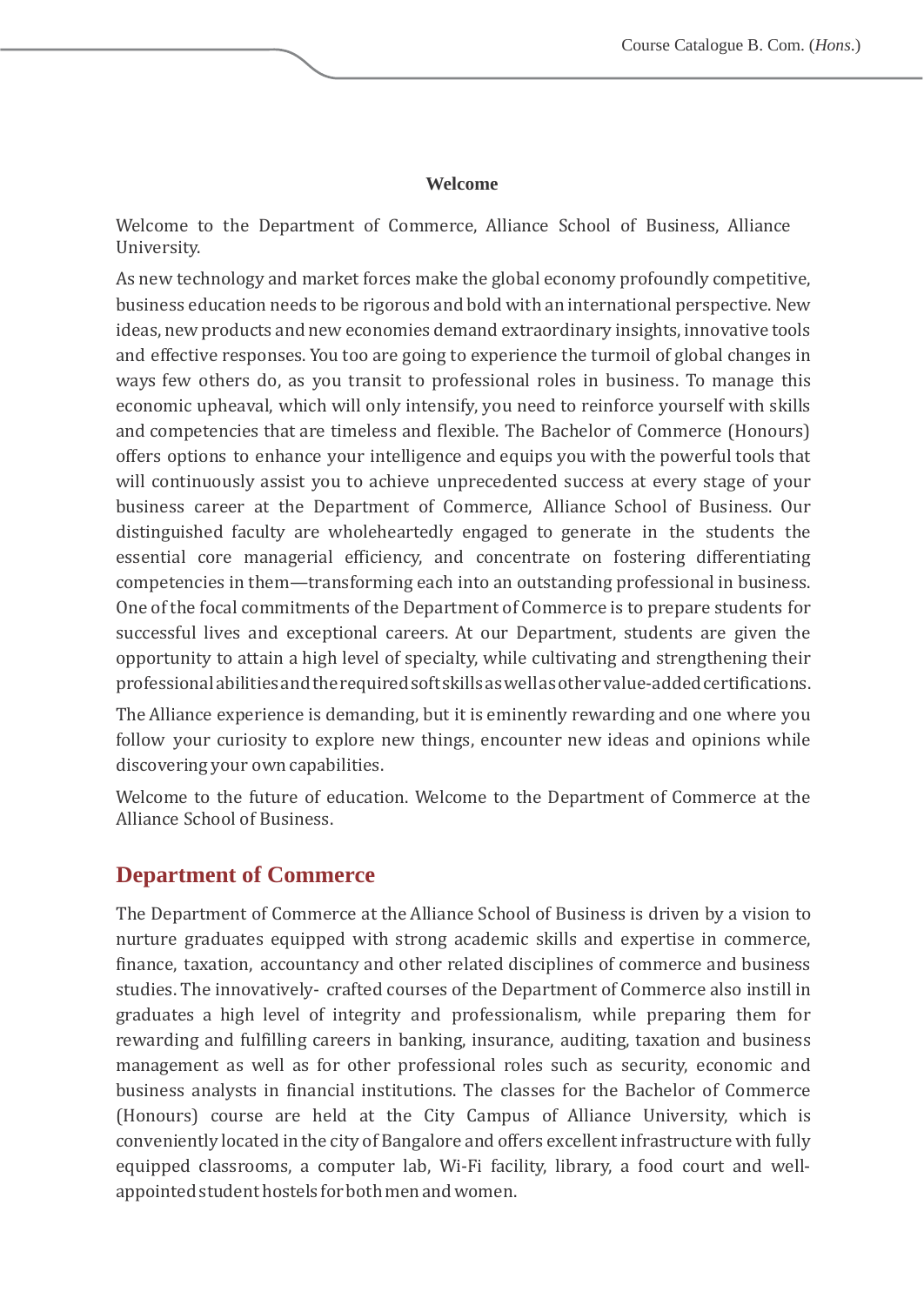**Welcome**

Welcome to the Department of Commerce, Alliance School of Business, Alliance University.

As new technology and market forces make the global economy profoundly competitive, business education needs to be rigorous and bold with an international perspective. New ideas, new products and new economies demand extraordinary insights, innovative tools and effective responses. You too are going to experience the turmoil of global changes in ways few others do, as you transit to professional roles in business. To manage this economic upheaval, which will only intensify, you need to reinforce yourself with skills and competencies that are timeless and flexible. The Bachelor of Commerce (Honours) offers options to enhance your intelligence and equips you with the powerful tools that will continuously assist you to achieve unprecedented success at every stage of your business career at the Department of Commerce, Alliance School of Business. Our distinguished faculty are wholeheartedly engaged to generate in the students the essential core managerial efficiency, and concentrate on fostering differentiating competencies in them—transforming each into an outstanding professional in business. One of the focal commitments of the Department of Commerce is to prepare students for successful lives and exceptional careers. At our Department, students are given the opportunity to attain a high level of specialty, while cultivating and strengthening their professional abilities and the required soft skills as well as other value-added certifications.

The Alliance experience is demanding, but it is eminently rewarding and one where you follow your curiosity to explore new things, encounter new ideas and opinions while discovering your own capabilities.

Welcome to the future of education. Welcome to the Department of Commerce at the Alliance School of Business.

## Department of Commerce

The Department of Commerce at the Alliance School of Business is driven by a vision to nurture graduates equipped with strong academic skills and expertise in commerce, finance, taxation, accountancy and other related disciplines of commerce and business studies. The innovatively- crafted courses of the Department of Commerce also instill in graduates a high level of integrity and professionalism, while preparing them for rewarding and fulfilling careers in banking, insurance, auditing, taxation and business management as well as for other professional roles such as security, economic and business analysts in financial institutions. The classes for the Bachelor of Commerce (Honours) course are held at the City Campus of Alliance University, which is conveniently located in the city of Bangalore and offers excellent infrastructure with fully equipped classrooms, a computer lab, Wi-Fi facility, library, a food court and well-appointed student hostels for both men and women.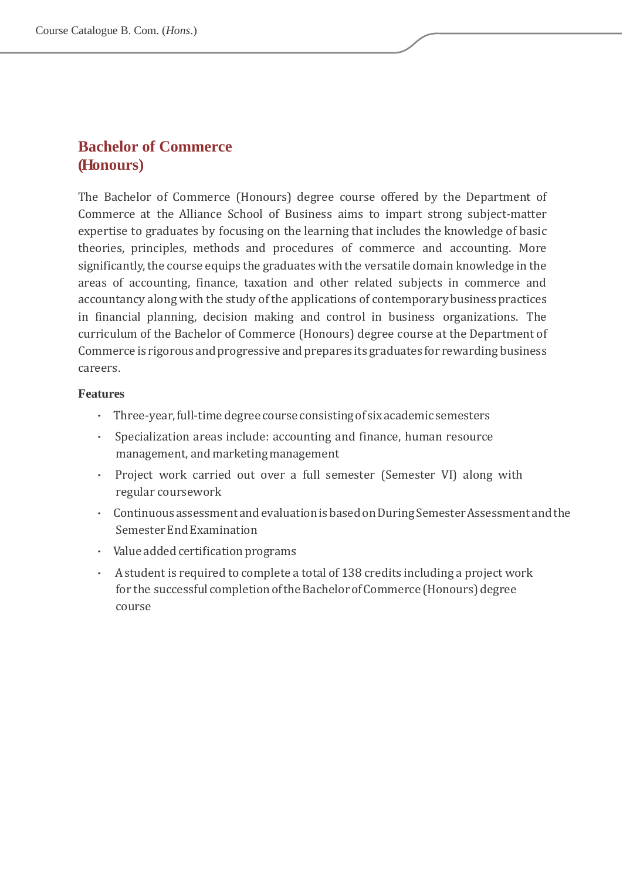# Bachelor of Commerce (Honours)

The Bachelor of Commerce (Honours) degree course offered by the Department of Commerce at the Alliance School of Business aims to impart strong subject-matter expertise to graduates by focusing on the learning that includes the knowledge of basic theories, principles, methods and procedures of commerce and accounting. More significantly, the course equips the graduates with the versatile domain knowledge in the areas of accounting, finance, taxation and other related subjects in commerce and accountancy along with the study of the applications of contemporary business practices in financial planning, decision making and control in business organizations. The curriculum of the Bachelor of Commerce (Honours) degree course at the Department of Commerce is rigorous and progressive and prepares its graduates for rewarding business careers.

**Features**

- Three-year, full-time degree course consisting of six academic semesters
- Specialization areas include: accounting and finance, human resource management, and marketing management
- Project work carried out over a full semester (Semester VI) along with regular coursework
- Continuous assessment and evaluation is based on During Semester Assessment and the Semester End Examination
- Value added certification programs
- A student is required to complete a total of 138 credits including a project work for the successful completion of the Bachelor of Commerce (Honours) degree course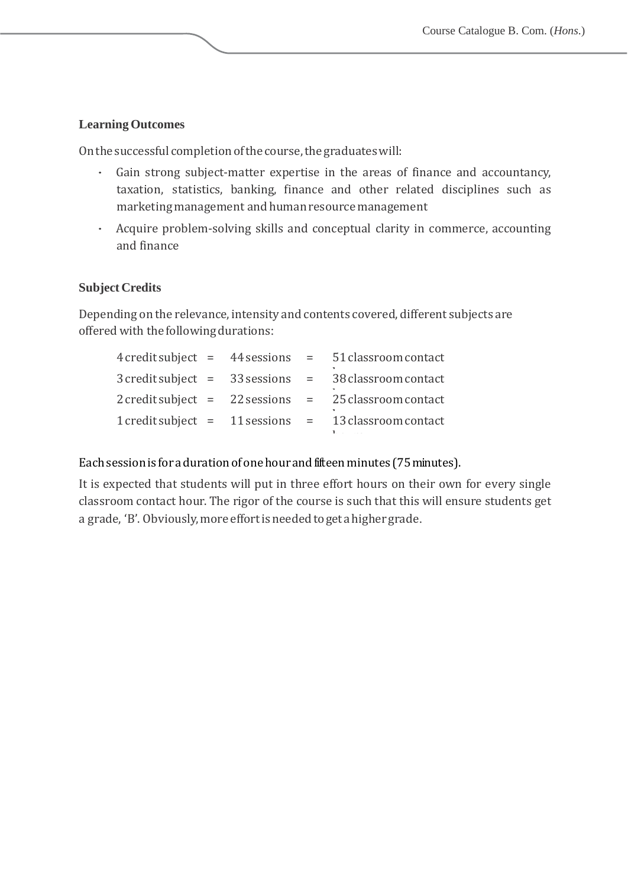### Learning Outcomes

On the successful completion of the course, the graduates will:

- Gain strong subject-matter expertise in the areas of finance and accountancy, taxation, statistics, banking, finance and other related disciplines such as marketing management and human resource management
- Acquire problem-solving skills and conceptual clarity in commerce, accounting and finance

### Subject Credits

Depending on the relevance, intensity and contents covered, different subjects are offered with the following durations:

| | | | | |
|---|---|---|---|---|
| 4 credit subject | = | 44 sessions | = | 51 classroom contact |
| 3 credit subject | = | 33 sessions | = | 38 classroom contact |
| 2 credit subject | = | 22 sessions | = | 25 classroom contact |
| 1 credit subject | = | 11 sessions | = | 13 classroom contact |

Each session is for a duration of one hour and fifteen minutes (75 minutes).

It is expected that students will put in three effort hours on their own for every single classroom contact hour. The rigor of the course is such that this will ensure students get a grade, 'B'. Obviously, more effort is needed to get a higher grade.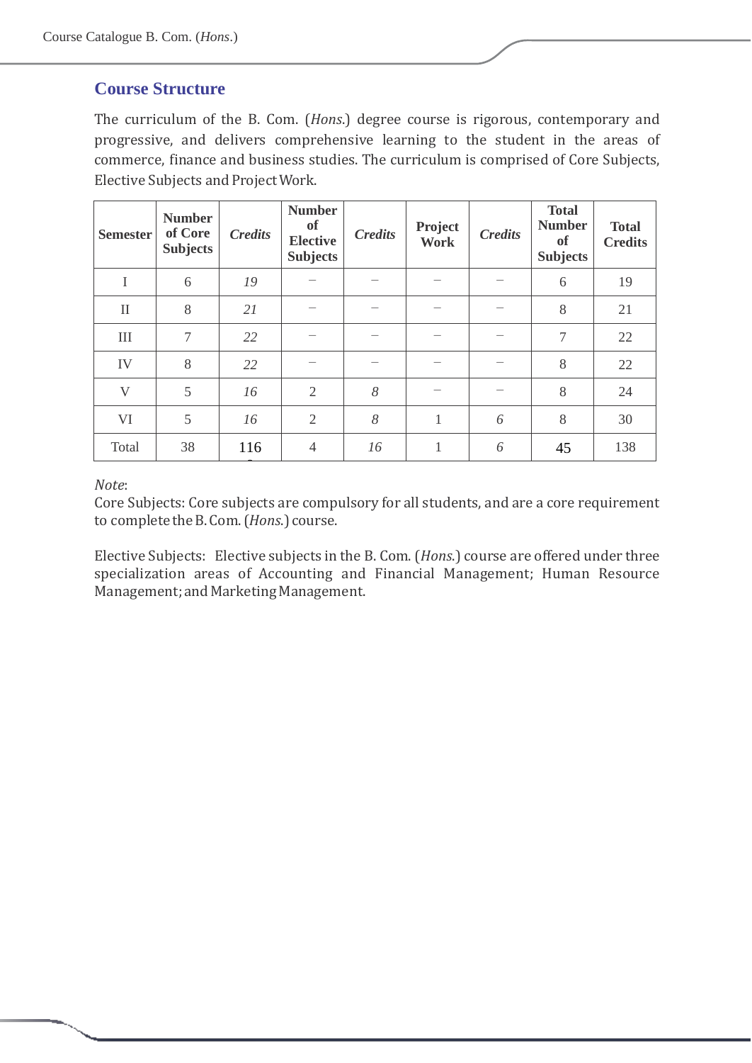## Course Structure

The curriculum of the B. Com. (*Hons.*) degree course is rigorous, contemporary and progressive, and delivers comprehensive learning to the student in the areas of commerce, finance and business studies. The curriculum is comprised of Core Subjects, Elective Subjects and Project Work.

| Semester | Number of Core Subjects | *Credits* | Number of Elective Subjects | *Credits* | Project Work | *Credits* | Total Number of Subjects | Total Credits |
|---|---|---|---|---|---|---|---|---|
| I | 6 | *19* | – | – | – | – | 6 | 19 |
| II | 8 | *21* | – | – | – | – | 8 | 21 |
| III | 7 | *22* | – | – | – | – | 7 | 22 |
| IV | 8 | *22* | – | – | – | – | 8 | 22 |
| V | 5 | *16* | 2 | *8* | – | – | 8 | 24 |
| VI | 5 | *16* | 2 | *8* | 1 | *6* | 8 | 30 |
| Total | 38 | 116 | 4 | *16* | 1 | *6* | 45 | 138 |

*Note*:
Core Subjects: Core subjects are compulsory for all students, and are a core requirement to complete the B. Com. (*Hons.*) course.

Elective Subjects: Elective subjects in the B. Com. (*Hons.*) course are offered under three specialization areas of Accounting and Financial Management; Human Resource Management; and Marketing Management.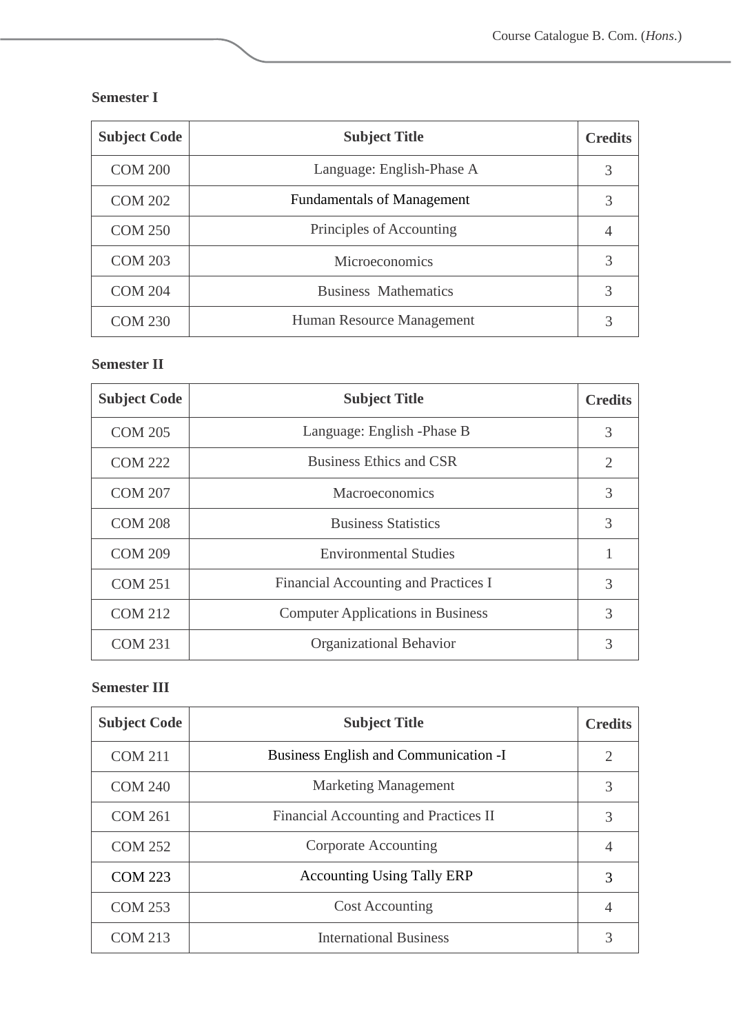**Semester I**

| Subject Code | Subject Title | Credits |
|---|---|---|
| COM 200 | Language: English-Phase A | 3 |
| COM 202 | Fundamentals of Management | 3 |
| COM 250 | Principles of Accounting | 4 |
| COM 203 | Microeconomics | 3 |
| COM 204 | Business Mathematics | 3 |
| COM 230 | Human Resource Management | 3 |

**Semester II**

| Subject Code | Subject Title | Credits |
|---|---|---|
| COM 205 | Language: English -Phase B | 3 |
| COM 222 | Business Ethics and CSR | 2 |
| COM 207 | Macroeconomics | 3 |
| COM 208 | Business Statistics | 3 |
| COM 209 | Environmental Studies | 1 |
| COM 251 | Financial Accounting and Practices I | 3 |
| COM 212 | Computer Applications in Business | 3 |
| COM 231 | Organizational Behavior | 3 |

**Semester III**

| Subject Code | Subject Title | Credits |
|---|---|---|
| COM 211 | Business English and Communication -I | 2 |
| COM 240 | Marketing Management | 3 |
| COM 261 | Financial Accounting and Practices II | 3 |
| COM 252 | Corporate Accounting | 4 |
| COM 223 | Accounting Using Tally ERP | 3 |
| COM 253 | Cost Accounting | 4 |
| COM 213 | International Business | 3 |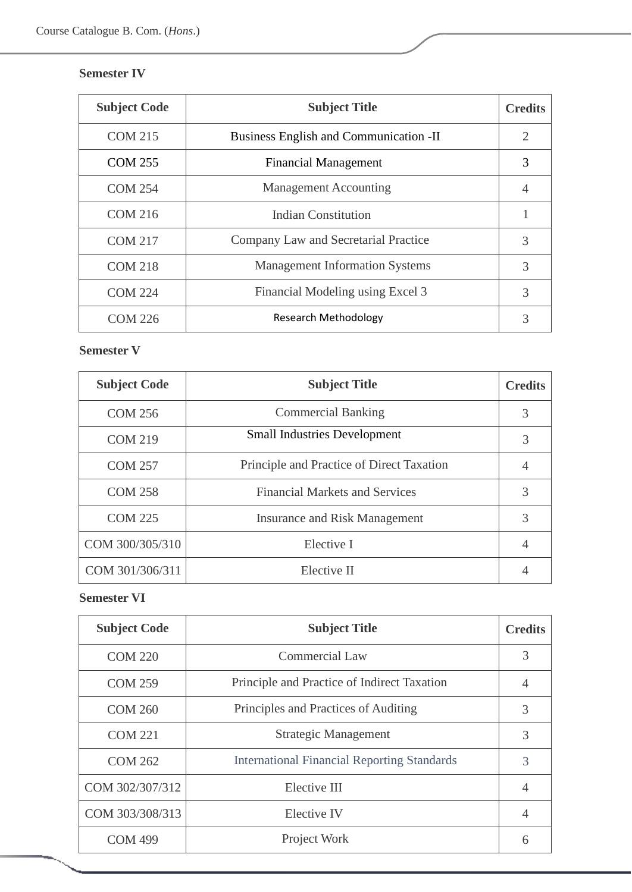**Semester IV**

| Subject Code | Subject Title | Credits |
|---|---|---|
| COM 215 | Business English and Communication -II | 2 |
| COM 255 | Financial Management | 3 |
| COM 254 | Management Accounting | 4 |
| COM 216 | Indian Constitution | 1 |
| COM 217 | Company Law and Secretarial Practice | 3 |
| COM 218 | Management Information Systems | 3 |
| COM 224 | Financial Modeling using Excel 3 | 3 |
| COM 226 | Research Methodology | 3 |

**Semester V**

| Subject Code | Subject Title | Credits |
|---|---|---|
| COM 256 | Commercial Banking | 3 |
| COM 219 | Small Industries Development | 3 |
| COM 257 | Principle and Practice of Direct Taxation | 4 |
| COM 258 | Financial Markets and Services | 3 |
| COM 225 | Insurance and Risk Management | 3 |
| COM 300/305/310 | Elective I | 4 |
| COM 301/306/311 | Elective II | 4 |

**Semester VI**

| Subject Code | Subject Title | Credits |
|---|---|---|
| COM 220 | Commercial Law | 3 |
| COM 259 | Principle and Practice of Indirect Taxation | 4 |
| COM 260 | Principles and Practices of Auditing | 3 |
| COM 221 | Strategic Management | 3 |
| COM 262 | International Financial Reporting Standards | 3 |
| COM 302/307/312 | Elective III | 4 |
| COM 303/308/313 | Elective IV | 4 |
| COM 499 | Project Work | 6 |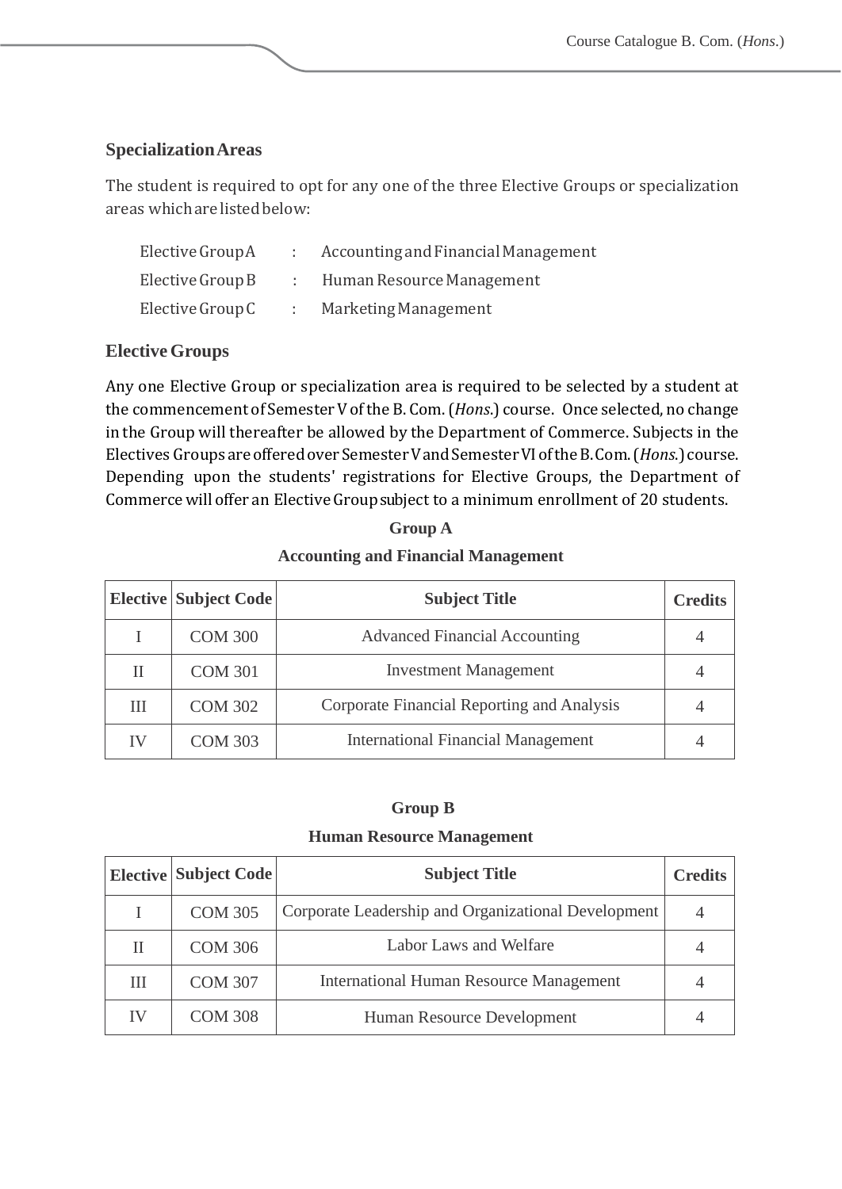### Specialization Areas

The student is required to opt for any one of the three Elective Groups or specialization areas which are listed below:

- Elective Group A : Accounting and Financial Management
- Elective Group B : Human Resource Management
- Elective Group C : Marketing Management

### Elective Groups

Any one Elective Group or specialization area is required to be selected by a student at the commencement of Semester V of the B. Com. (*Hons.*) course. Once selected, no change in the Group will thereafter be allowed by the Department of Commerce. Subjects in the Electives Groups are offered over Semester V and Semester VI of the B. Com. (*Hons.*) course. Depending upon the students' registrations for Elective Groups, the Department of Commerce will offer an Elective Group subject to a minimum enrollment of 20 students.

**Group A**

**Accounting and Financial Management**

| Elective | Subject Code | Subject Title | Credits |
|---|---|---|---|
| I | COM 300 | Advanced Financial Accounting | 4 |
| II | COM 301 | Investment Management | 4 |
| III | COM 302 | Corporate Financial Reporting and Analysis | 4 |
| IV | COM 303 | International Financial Management | 4 |

**Group B**

**Human Resource Management**

| Elective | Subject Code | Subject Title | Credits |
|---|---|---|---|
| I | COM 305 | Corporate Leadership and Organizational Development | 4 |
| II | COM 306 | Labor Laws and Welfare | 4 |
| III | COM 307 | International Human Resource Management | 4 |
| IV | COM 308 | Human Resource Development | 4 |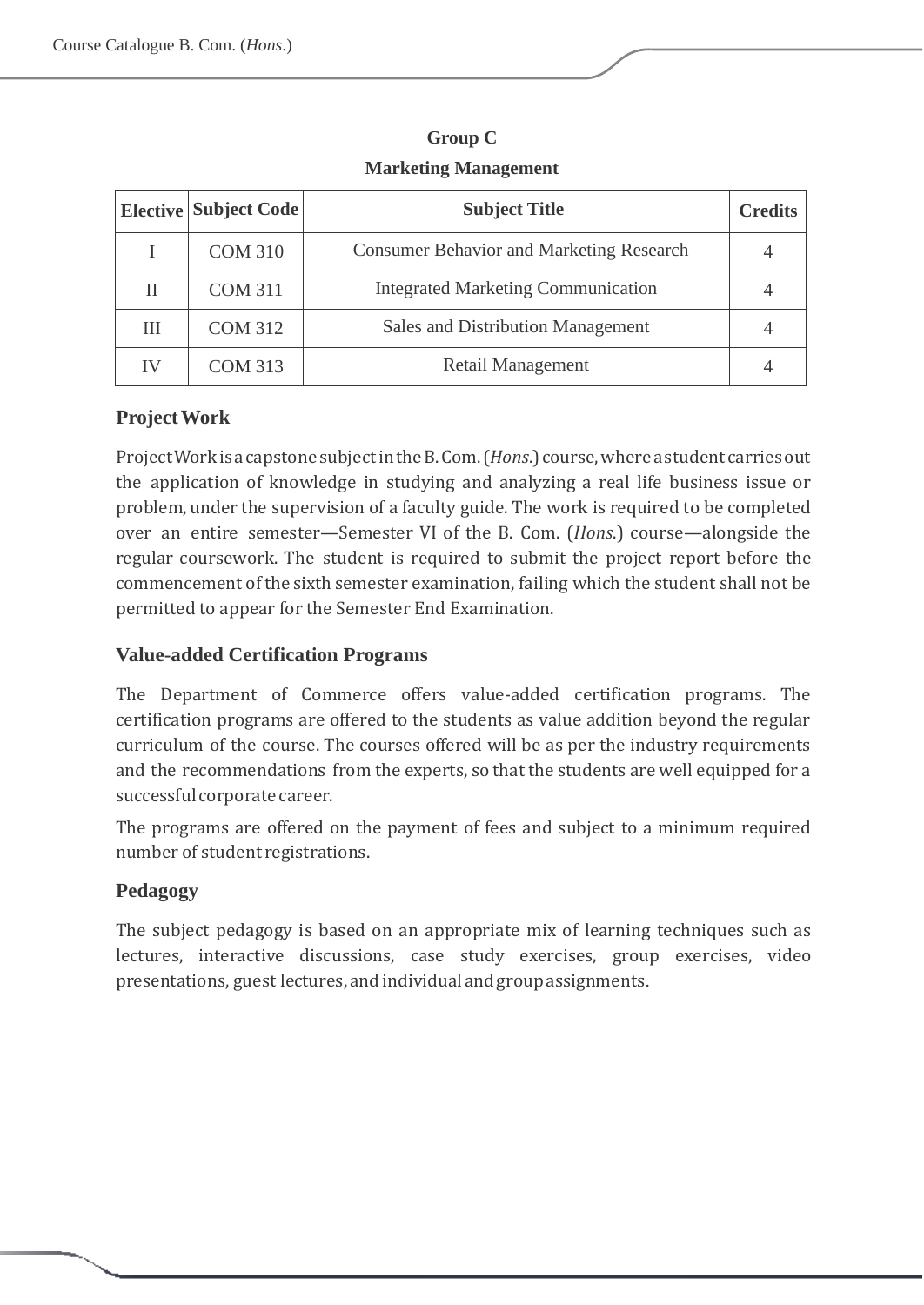### Group C

### Marketing Management

| Elective | Subject Code | Subject Title | Credits |
|---|---|---|---|
| I | COM 310 | Consumer Behavior and Marketing Research | 4 |
| II | COM 311 | Integrated Marketing Communication | 4 |
| III | COM 312 | Sales and Distribution Management | 4 |
| IV | COM 313 | Retail Management | 4 |

## Project Work

Project Work is a capstone subject in the B. Com. (*Hons.*) course, where a student carries out the application of knowledge in studying and analyzing a real life business issue or problem, under the supervision of a faculty guide. The work is required to be completed over an entire semester—Semester VI of the B. Com. (*Hons.*) course—alongside the regular coursework. The student is required to submit the project report before the commencement of the sixth semester examination, failing which the student shall not be permitted to appear for the Semester End Examination.

## Value-added Certification Programs

The Department of Commerce offers value-added certification programs. The certification programs are offered to the students as value addition beyond the regular curriculum of the course. The courses offered will be as per the industry requirements and the recommendations from the experts, so that the students are well equipped for a successful corporate career.

The programs are offered on the payment of fees and subject to a minimum required number of student registrations.

## Pedagogy

The subject pedagogy is based on an appropriate mix of learning techniques such as lectures, interactive discussions, case study exercises, group exercises, video presentations, guest lectures, and individual and group assignments.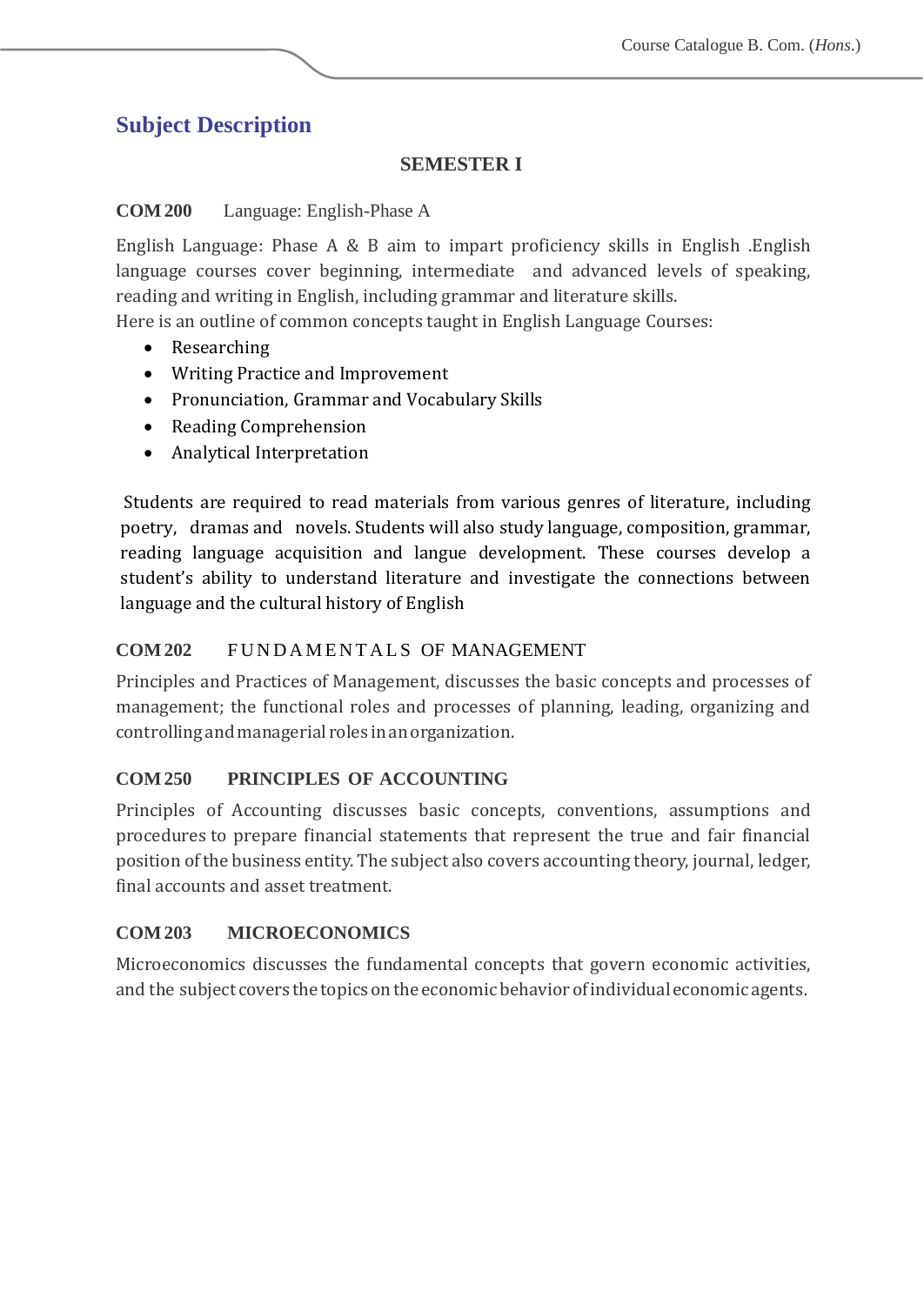## Subject Description

### SEMESTER I

**COM 200** Language: English-Phase A

English Language: Phase A & B aim to impart proficiency skills in English .English language courses cover beginning, intermediate and advanced levels of speaking, reading and writing in English, including grammar and literature skills.
Here is an outline of common concepts taught in English Language Courses:

- Researching
- Writing Practice and Improvement
- Pronunciation, Grammar and Vocabulary Skills
- Reading Comprehension
- Analytical Interpretation

Students are required to read materials from various genres of literature, including poetry, dramas and novels. Students will also study language, composition, grammar, reading language acquisition and langue development. These courses develop a student's ability to understand literature and investigate the connections between language and the cultural history of English

**COM 202** FUNDAMENTALS OF MANAGEMENT

Principles and Practices of Management, discusses the basic concepts and processes of management; the functional roles and processes of planning, leading, organizing and controlling and managerial roles in an organization.

**COM 250 PRINCIPLES OF ACCOUNTING**

Principles of Accounting discusses basic concepts, conventions, assumptions and procedures to prepare financial statements that represent the true and fair financial position of the business entity. The subject also covers accounting theory, journal, ledger, final accounts and asset treatment.

**COM 203 MICROECONOMICS**

Microeconomics discusses the fundamental concepts that govern economic activities, and the subject covers the topics on the economic behavior of individual economic agents.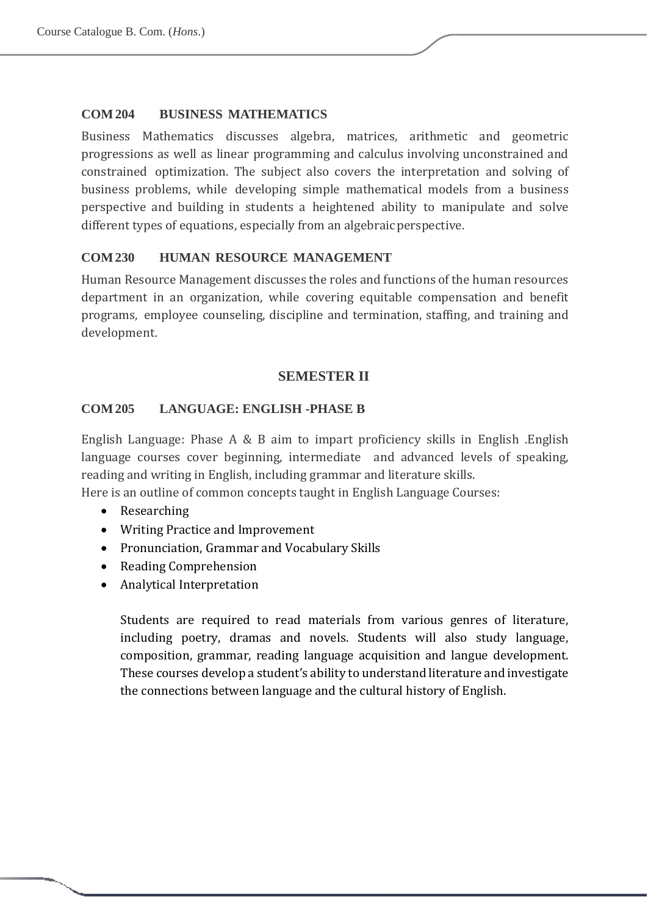### COM 204 BUSINESS MATHEMATICS

Business Mathematics discusses algebra, matrices, arithmetic and geometric progressions as well as linear programming and calculus involving unconstrained and constrained optimization. The subject also covers the interpretation and solving of business problems, while developing simple mathematical models from a business perspective and building in students a heightened ability to manipulate and solve different types of equations, especially from an algebraic perspective.

### COM 230 HUMAN RESOURCE MANAGEMENT

Human Resource Management discusses the roles and functions of the human resources department in an organization, while covering equitable compensation and benefit programs, employee counseling, discipline and termination, staffing, and training and development.

## SEMESTER II

### COM 205 LANGUAGE: ENGLISH -PHASE B

English Language: Phase A & B aim to impart proficiency skills in English .English language courses cover beginning, intermediate and advanced levels of speaking, reading and writing in English, including grammar and literature skills.
Here is an outline of common concepts taught in English Language Courses:

- Researching
- Writing Practice and Improvement
- Pronunciation, Grammar and Vocabulary Skills
- Reading Comprehension
- Analytical Interpretation

Students are required to read materials from various genres of literature, including poetry, dramas and novels. Students will also study language, composition, grammar, reading language acquisition and langue development. These courses develop a student's ability to understand literature and investigate the connections between language and the cultural history of English.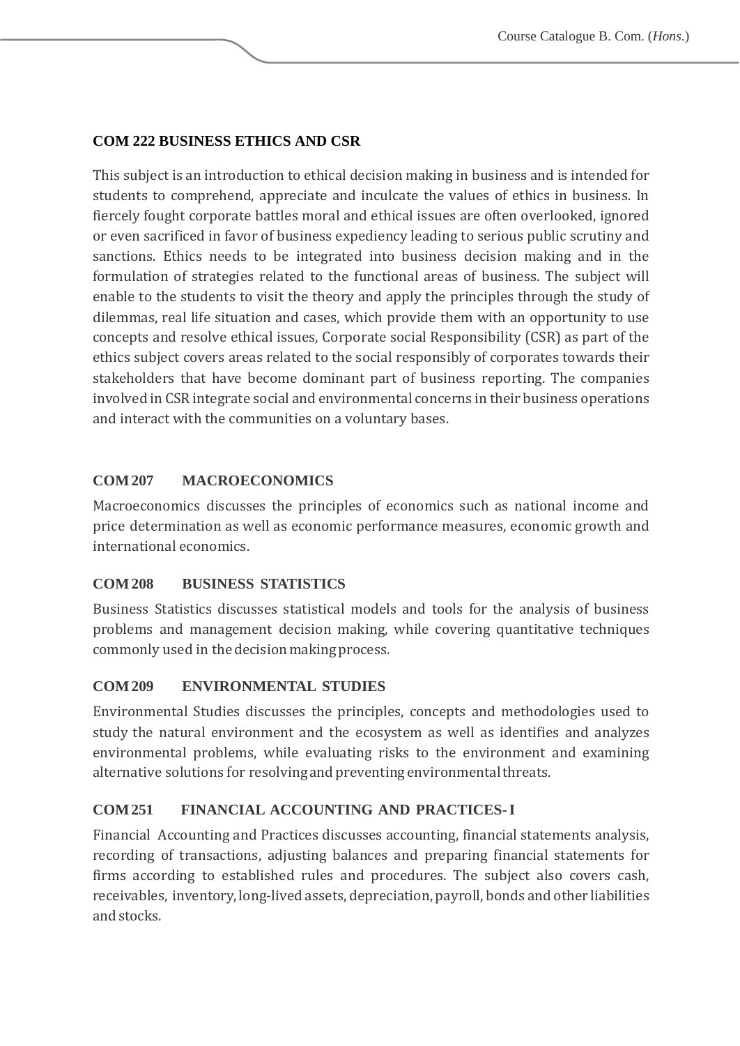### COM 222 BUSINESS ETHICS AND CSR

This subject is an introduction to ethical decision making in business and is intended for students to comprehend, appreciate and inculcate the values of ethics in business. In fiercely fought corporate battles moral and ethical issues are often overlooked, ignored or even sacrificed in favor of business expediency leading to serious public scrutiny and sanctions. Ethics needs to be integrated into business decision making and in the formulation of strategies related to the functional areas of business. The subject will enable to the students to visit the theory and apply the principles through the study of dilemmas, real life situation and cases, which provide them with an opportunity to use concepts and resolve ethical issues, Corporate social Responsibility (CSR) as part of the ethics subject covers areas related to the social responsibly of corporates towards their stakeholders that have become dominant part of business reporting. The companies involved in CSR integrate social and environmental concerns in their business operations and interact with the communities on a voluntary bases.

### COM 207 MACROECONOMICS

Macroeconomics discusses the principles of economics such as national income and price determination as well as economic performance measures, economic growth and international economics.

### COM 208 BUSINESS STATISTICS

Business Statistics discusses statistical models and tools for the analysis of business problems and management decision making, while covering quantitative techniques commonly used in the decision making process.

### COM 209 ENVIRONMENTAL STUDIES

Environmental Studies discusses the principles, concepts and methodologies used to study the natural environment and the ecosystem as well as identifies and analyzes environmental problems, while evaluating risks to the environment and examining alternative solutions for resolving and preventing environmental threats.

### COM 251 FINANCIAL ACCOUNTING AND PRACTICES- I

Financial Accounting and Practices discusses accounting, financial statements analysis, recording of transactions, adjusting balances and preparing financial statements for firms according to established rules and procedures. The subject also covers cash, receivables, inventory, long-lived assets, depreciation, payroll, bonds and other liabilities and stocks.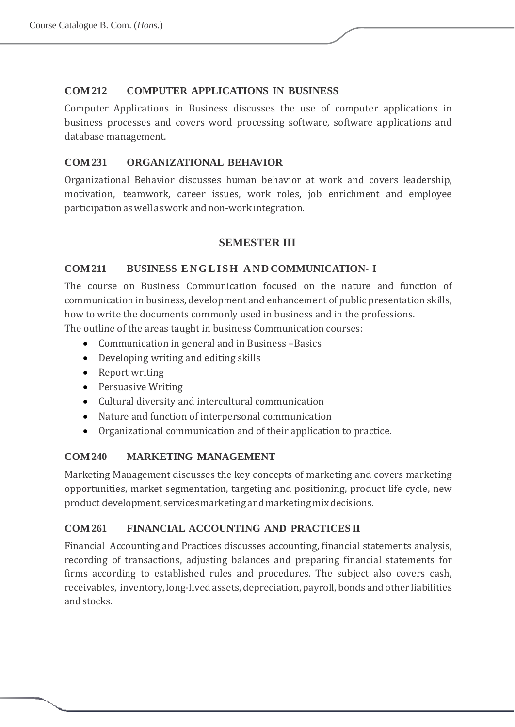### COM 212 COMPUTER APPLICATIONS IN BUSINESS

Computer Applications in Business discusses the use of computer applications in business processes and covers word processing software, software applications and database management.

### COM 231 ORGANIZATIONAL BEHAVIOR

Organizational Behavior discusses human behavior at work and covers leadership, motivation, teamwork, career issues, work roles, job enrichment and employee participation as well as work and non-work integration.

## SEMESTER III

### COM 211 BUSINESS ENGLISH AND COMMUNICATION- I

The course on Business Communication focused on the nature and function of communication in business, development and enhancement of public presentation skills, how to write the documents commonly used in business and in the professions.
The outline of the areas taught in business Communication courses:

- Communication in general and in Business –Basics
- Developing writing and editing skills
- Report writing
- Persuasive Writing
- Cultural diversity and intercultural communication
- Nature and function of interpersonal communication
- Organizational communication and of their application to practice.

### COM 240 MARKETING MANAGEMENT

Marketing Management discusses the key concepts of marketing and covers marketing opportunities, market segmentation, targeting and positioning, product life cycle, new product development, services marketing and marketing mix decisions.

### COM 261 FINANCIAL ACCOUNTING AND PRACTICES II

Financial Accounting and Practices discusses accounting, financial statements analysis, recording of transactions, adjusting balances and preparing financial statements for firms according to established rules and procedures. The subject also covers cash, receivables, inventory, long-lived assets, depreciation, payroll, bonds and other liabilities and stocks.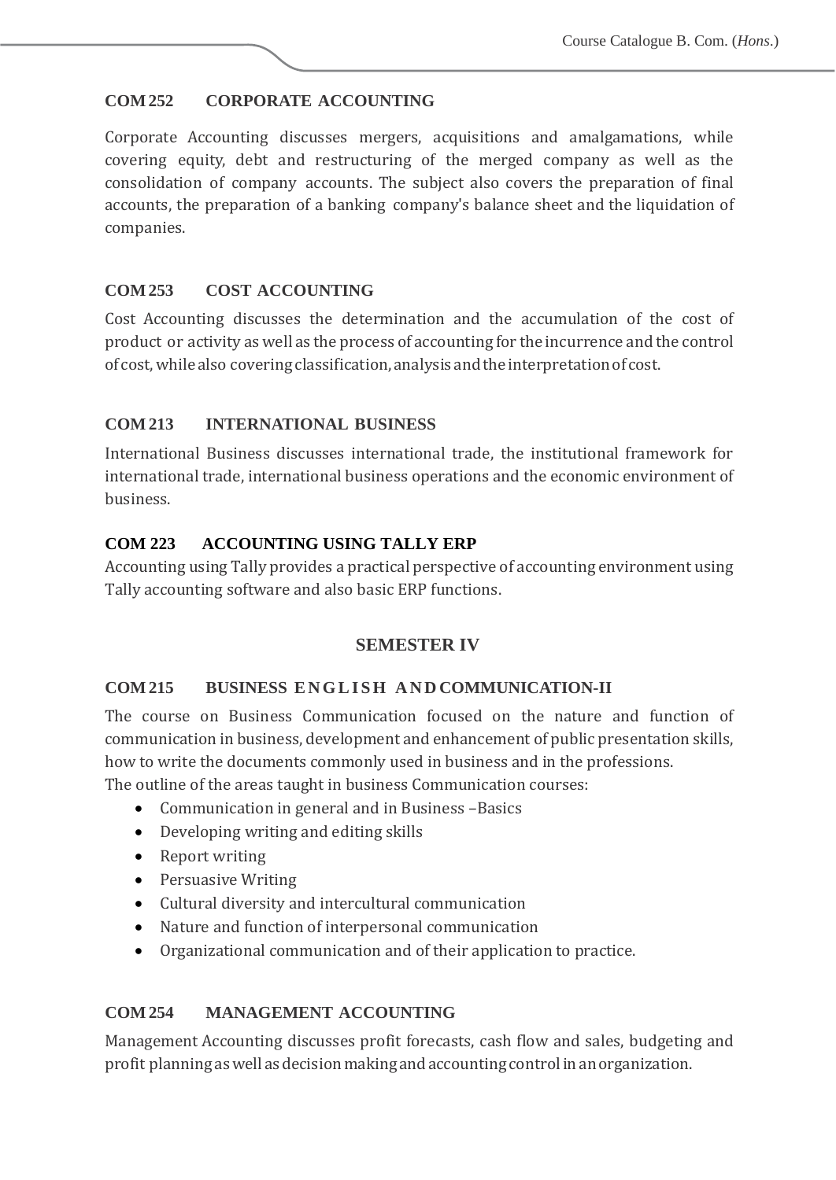### COM 252 CORPORATE ACCOUNTING

Corporate Accounting discusses mergers, acquisitions and amalgamations, while covering equity, debt and restructuring of the merged company as well as the consolidation of company accounts. The subject also covers the preparation of final accounts, the preparation of a banking company's balance sheet and the liquidation of companies.

### COM 253 COST ACCOUNTING

Cost Accounting discusses the determination and the accumulation of the cost of product or activity as well as the process of accounting for the incurrence and the control of cost, while also covering classification, analysis and the interpretation of cost.

### COM 213 INTERNATIONAL BUSINESS

International Business discusses international trade, the institutional framework for international trade, international business operations and the economic environment of business.

### COM 223 ACCOUNTING USING TALLY ERP

Accounting using Tally provides a practical perspective of accounting environment using Tally accounting software and also basic ERP functions.

## SEMESTER IV

### COM 215 BUSINESS ENGLISH AND COMMUNICATION-II

The course on Business Communication focused on the nature and function of communication in business, development and enhancement of public presentation skills, how to write the documents commonly used in business and in the professions.
The outline of the areas taught in business Communication courses:

- Communication in general and in Business –Basics
- Developing writing and editing skills
- Report writing
- Persuasive Writing
- Cultural diversity and intercultural communication
- Nature and function of interpersonal communication
- Organizational communication and of their application to practice.

### COM 254 MANAGEMENT ACCOUNTING

Management Accounting discusses profit forecasts, cash flow and sales, budgeting and profit planning as well as decision making and accounting control in an organization.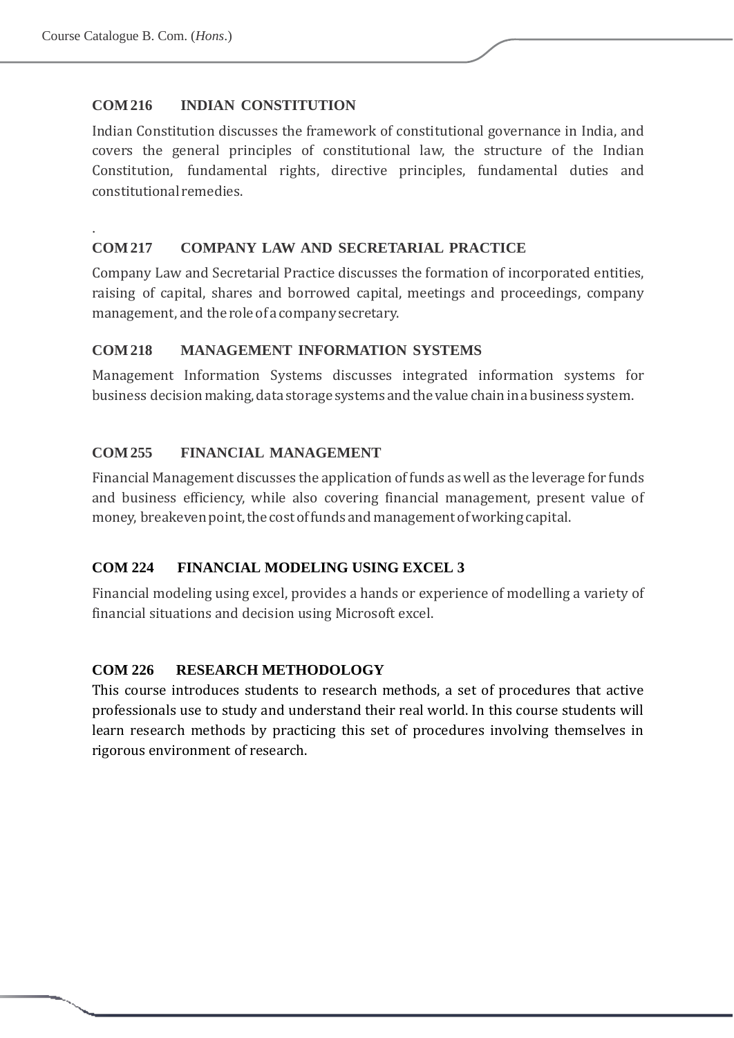### COM 216 INDIAN CONSTITUTION

Indian Constitution discusses the framework of constitutional governance in India, and covers the general principles of constitutional law, the structure of the Indian Constitution, fundamental rights, directive principles, fundamental duties and constitutional remedies.

.

### COM 217 COMPANY LAW AND SECRETARIAL PRACTICE

Company Law and Secretarial Practice discusses the formation of incorporated entities, raising of capital, shares and borrowed capital, meetings and proceedings, company management, and the role of a company secretary.

### COM 218 MANAGEMENT INFORMATION SYSTEMS

Management Information Systems discusses integrated information systems for business decision making, data storage systems and the value chain in a business system.

### COM 255 FINANCIAL MANAGEMENT

Financial Management discusses the application of funds as well as the leverage for funds and business efficiency, while also covering financial management, present value of money, breakeven point, the cost of funds and management of working capital.

### COM 224 FINANCIAL MODELING USING EXCEL 3

Financial modeling using excel, provides a hands or experience of modelling a variety of financial situations and decision using Microsoft excel.

### COM 226 RESEARCH METHODOLOGY

This course introduces students to research methods, a set of procedures that active professionals use to study and understand their real world. In this course students will learn research methods by practicing this set of procedures involving themselves in rigorous environment of research.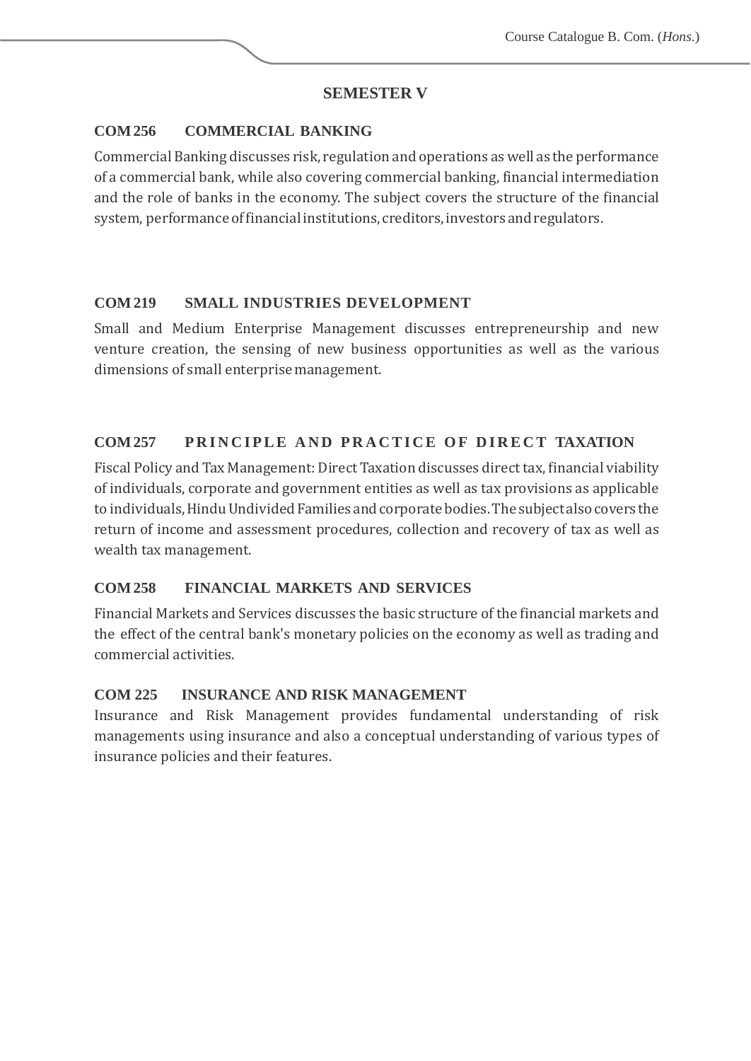## SEMESTER V

### COM 256 COMMERCIAL BANKING

Commercial Banking discusses risk, regulation and operations as well as the performance of a commercial bank, while also covering commercial banking, financial intermediation and the role of banks in the economy. The subject covers the structure of the financial system, performance of financial institutions, creditors, investors and regulators.

### COM 219 SMALL INDUSTRIES DEVELOPMENT

Small and Medium Enterprise Management discusses entrepreneurship and new venture creation, the sensing of new business opportunities as well as the various dimensions of small enterprise management.

### COM 257 PRINCIPLE AND PRACTICE OF DIRECT TAXATION

Fiscal Policy and Tax Management: Direct Taxation discusses direct tax, financial viability of individuals, corporate and government entities as well as tax provisions as applicable to individuals, Hindu Undivided Families and corporate bodies. The subject also covers the return of income and assessment procedures, collection and recovery of tax as well as wealth tax management.

### COM 258 FINANCIAL MARKETS AND SERVICES

Financial Markets and Services discusses the basic structure of the financial markets and the effect of the central bank's monetary policies on the economy as well as trading and commercial activities.

### COM 225 INSURANCE AND RISK MANAGEMENT

Insurance and Risk Management provides fundamental understanding of risk managements using insurance and also a conceptual understanding of various types of insurance policies and their features.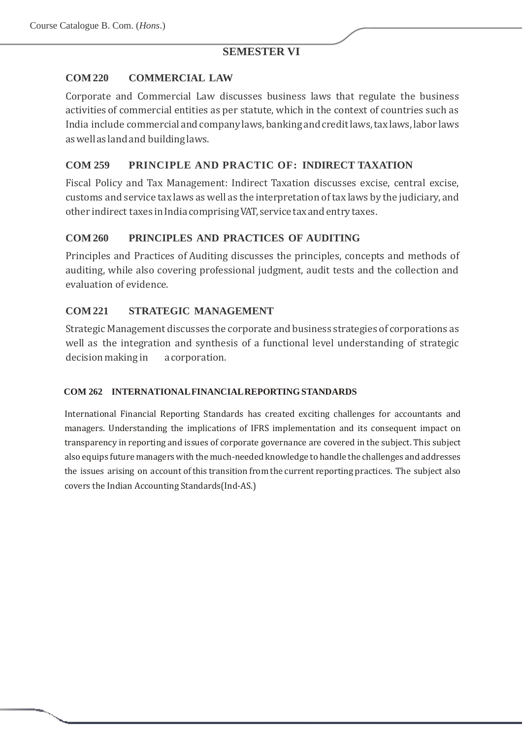## SEMESTER VI

### COM 220 COMMERCIAL LAW

Corporate and Commercial Law discusses business laws that regulate the business activities of commercial entities as per statute, which in the context of countries such as India include commercial and company laws, banking and credit laws, tax laws, labor laws as well as land and building laws.

### COM 259 PRINCIPLE AND PRACTIC OF: INDIRECT TAXATION

Fiscal Policy and Tax Management: Indirect Taxation discusses excise, central excise, customs and service tax laws as well as the interpretation of tax laws by the judiciary, and other indirect taxes in India comprising VAT, service tax and entry taxes.

### COM 260 PRINCIPLES AND PRACTICES OF AUDITING

Principles and Practices of Auditing discusses the principles, concepts and methods of auditing, while also covering professional judgment, audit tests and the collection and evaluation of evidence.

### COM 221 STRATEGIC MANAGEMENT

Strategic Management discusses the corporate and business strategies of corporations as well as the integration and synthesis of a functional level understanding of strategic decision making in a corporation.

### COM 262 INTERNATIONAL FINANCIAL REPORTING STANDARDS

International Financial Reporting Standards has created exciting challenges for accountants and managers. Understanding the implications of IFRS implementation and its consequent impact on transparency in reporting and issues of corporate governance are covered in the subject. This subject also equips future managers with the much-needed knowledge to handle the challenges and addresses the issues arising on account of this transition from the current reporting practices. The subject also covers the Indian Accounting Standards(Ind-AS.)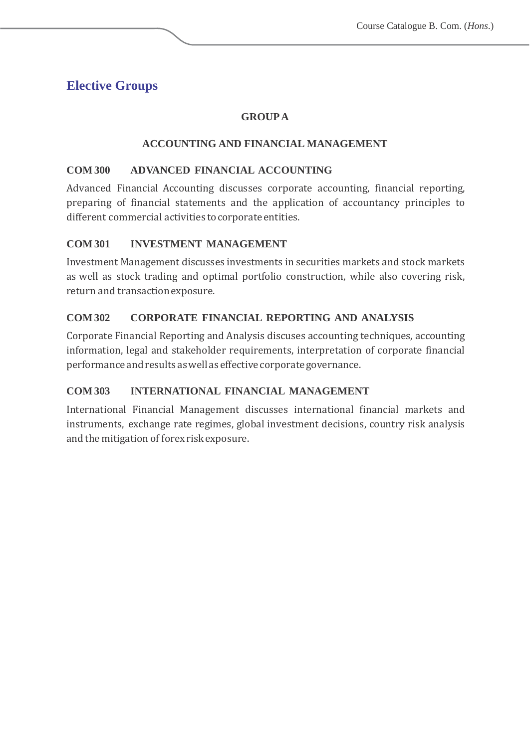## Elective Groups

**GROUP A**

**ACCOUNTING AND FINANCIAL MANAGEMENT**

### COM 300 ADVANCED FINANCIAL ACCOUNTING

Advanced Financial Accounting discusses corporate accounting, financial reporting, preparing of financial statements and the application of accountancy principles to different commercial activities to corporate entities.

### COM 301 INVESTMENT MANAGEMENT

Investment Management discusses investments in securities markets and stock markets as well as stock trading and optimal portfolio construction, while also covering risk, return and transaction exposure.

### COM 302 CORPORATE FINANCIAL REPORTING AND ANALYSIS

Corporate Financial Reporting and Analysis discuses accounting techniques, accounting information, legal and stakeholder requirements, interpretation of corporate financial performance and results as well as effective corporate governance.

### COM 303 INTERNATIONAL FINANCIAL MANAGEMENT

International Financial Management discusses international financial markets and instruments, exchange rate regimes, global investment decisions, country risk analysis and the mitigation of forex risk exposure.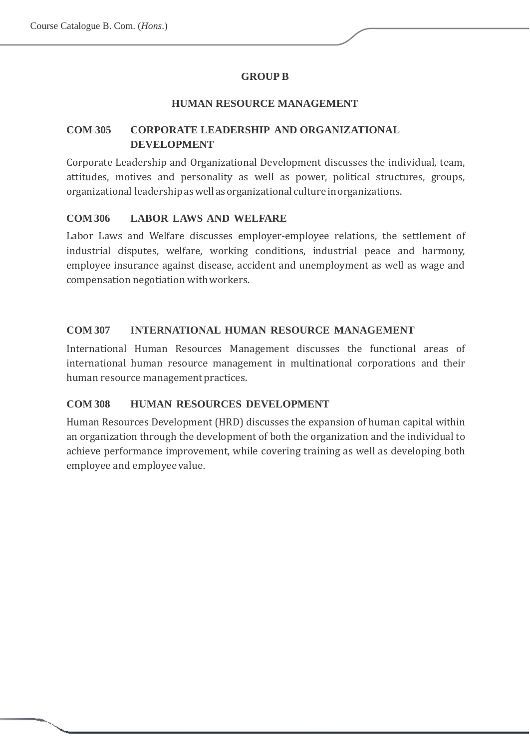## GROUP B

## HUMAN RESOURCE MANAGEMENT

### COM 305 CORPORATE LEADERSHIP AND ORGANIZATIONAL DEVELOPMENT

Corporate Leadership and Organizational Development discusses the individual, team, attitudes, motives and personality as well as power, political structures, groups, organizational leadership as well as organizational culture in organizations.

### COM 306 LABOR LAWS AND WELFARE

Labor Laws and Welfare discusses employer-employee relations, the settlement of industrial disputes, welfare, working conditions, industrial peace and harmony, employee insurance against disease, accident and unemployment as well as wage and compensation negotiation with workers.

### COM 307 INTERNATIONAL HUMAN RESOURCE MANAGEMENT

International Human Resources Management discusses the functional areas of international human resource management in multinational corporations and their human resource management practices.

### COM 308 HUMAN RESOURCES DEVELOPMENT

Human Resources Development (HRD) discusses the expansion of human capital within an organization through the development of both the organization and the individual to achieve performance improvement, while covering training as well as developing both employee and employee value.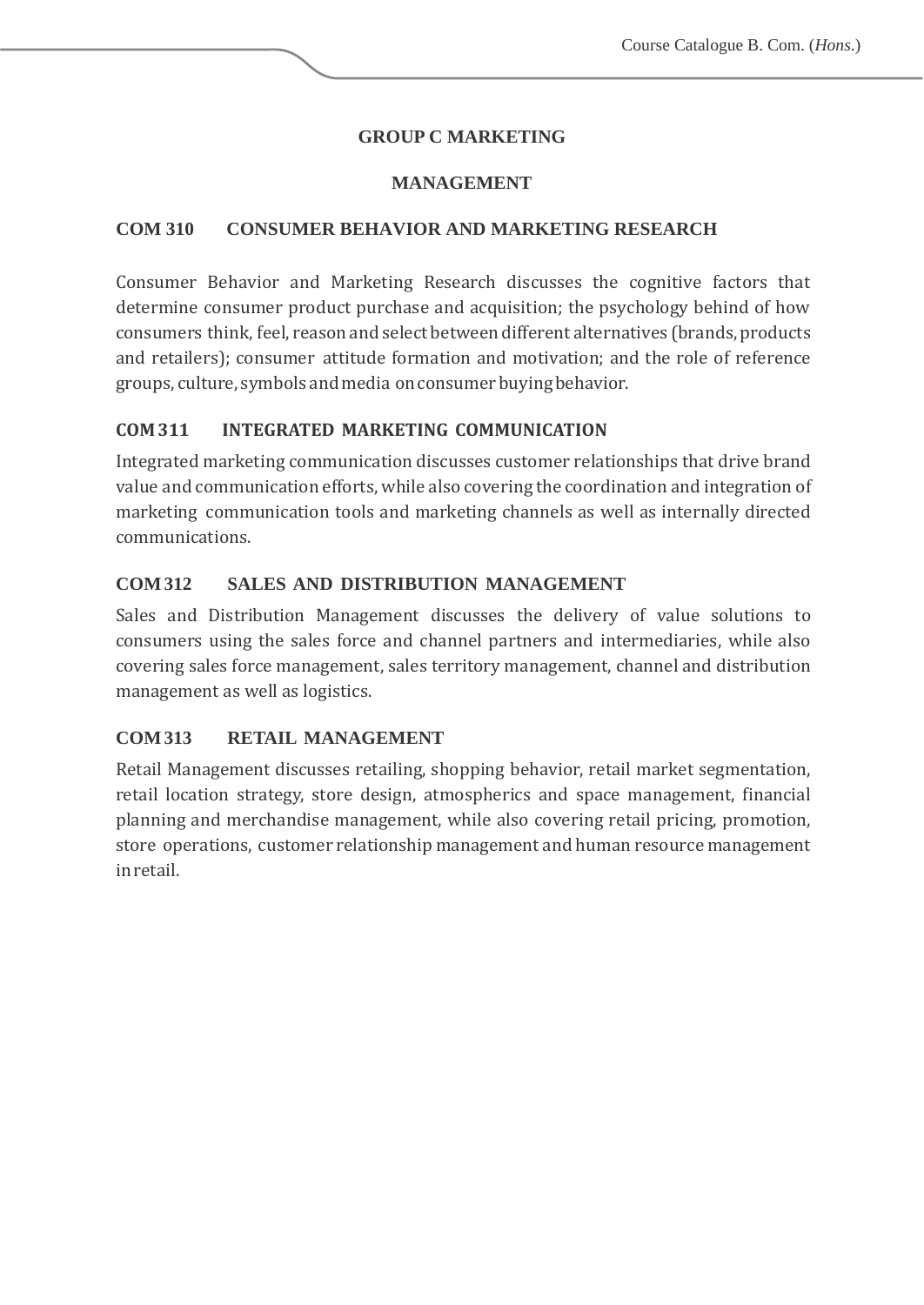## GROUP C MARKETING

## MANAGEMENT

### COM 310 CONSUMER BEHAVIOR AND MARKETING RESEARCH

Consumer Behavior and Marketing Research discusses the cognitive factors that determine consumer product purchase and acquisition; the psychology behind of how consumers think, feel, reason and select between different alternatives (brands, products and retailers); consumer attitude formation and motivation; and the role of reference groups, culture, symbols and media on consumer buying behavior.

### COM 311 INTEGRATED MARKETING COMMUNICATION

Integrated marketing communication discusses customer relationships that drive brand value and communication efforts, while also covering the coordination and integration of marketing communication tools and marketing channels as well as internally directed communications.

### COM 312 SALES AND DISTRIBUTION MANAGEMENT

Sales and Distribution Management discusses the delivery of value solutions to consumers using the sales force and channel partners and intermediaries, while also covering sales force management, sales territory management, channel and distribution management as well as logistics.

### COM 313 RETAIL MANAGEMENT

Retail Management discusses retailing, shopping behavior, retail market segmentation, retail location strategy, store design, atmospherics and space management, financial planning and merchandise management, while also covering retail pricing, promotion, store operations, customer relationship management and human resource management in retail.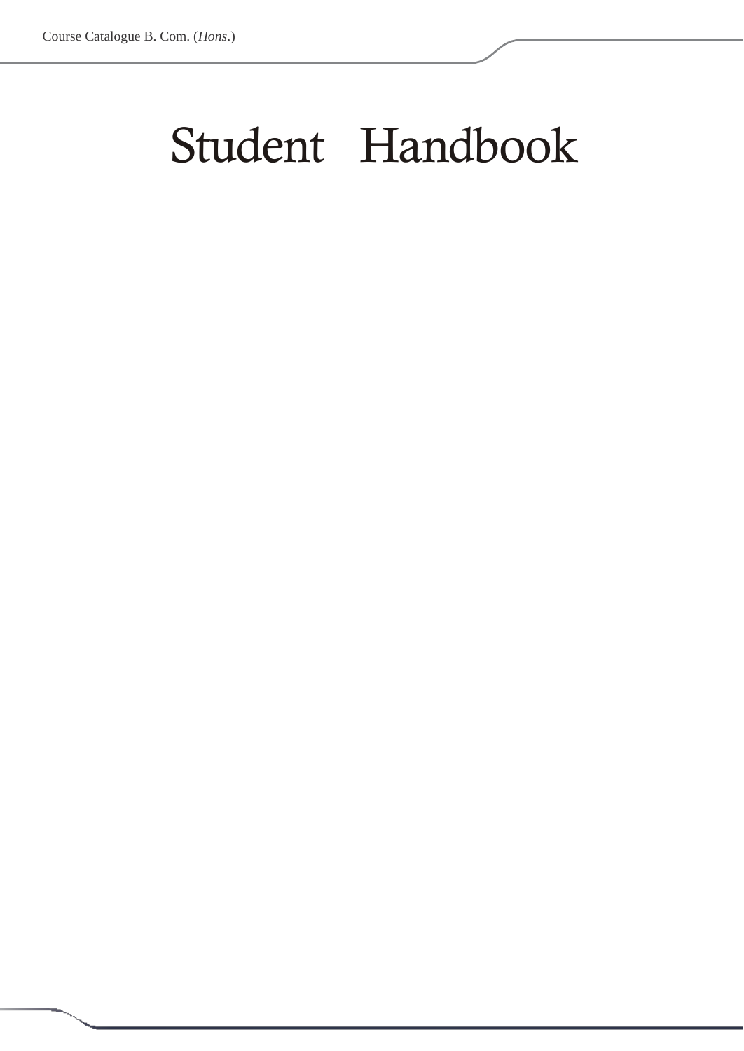# Student Handbook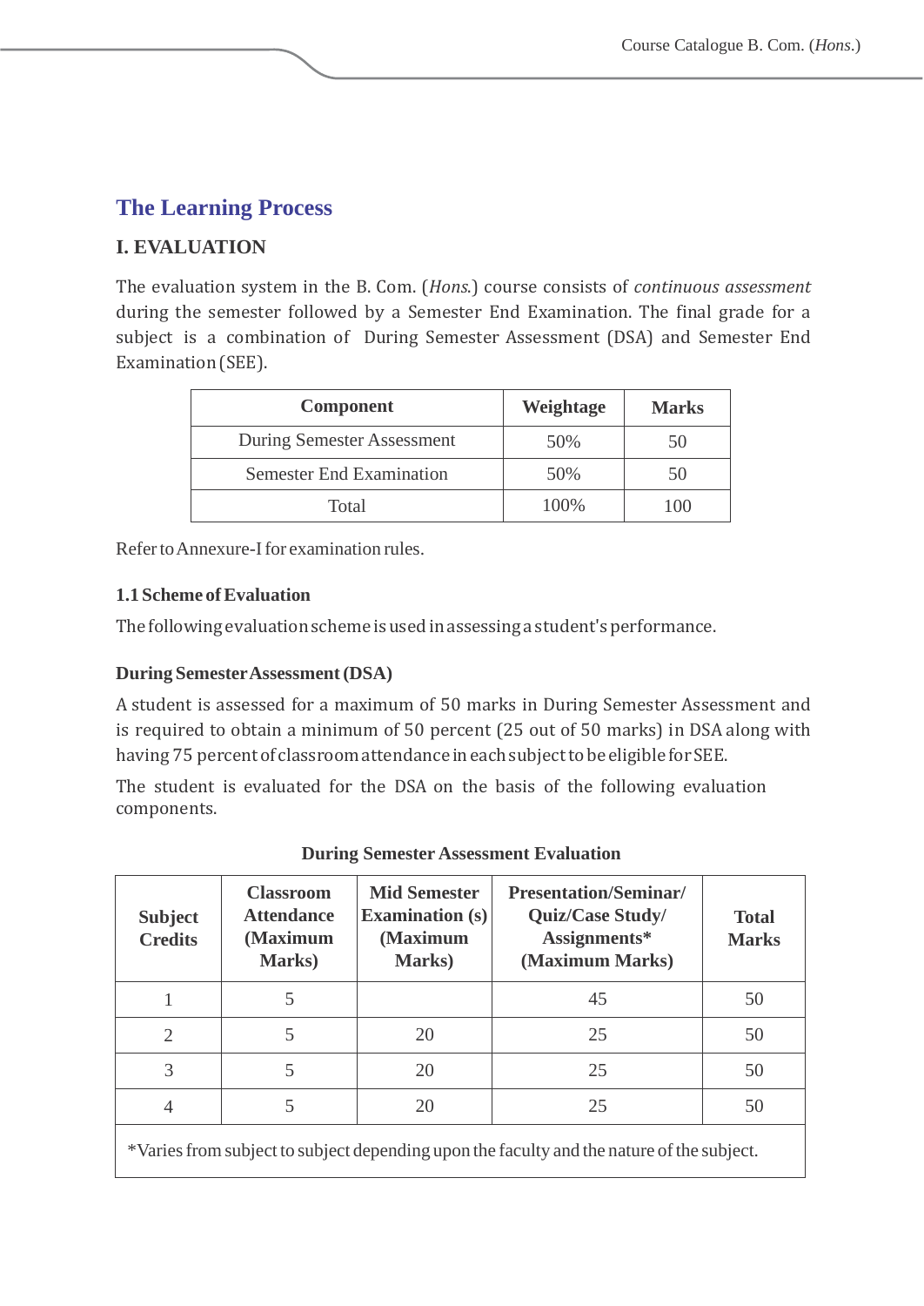## The Learning Process

### I. EVALUATION

The evaluation system in the B. Com. (*Hons.*) course consists of *continuous assessment* during the semester followed by a Semester End Examination. The final grade for a subject is a combination of During Semester Assessment (DSA) and Semester End Examination (SEE).

| Component | Weightage | Marks |
|---|---|---|
| During Semester Assessment | 50% | 50 |
| Semester End Examination | 50% | 50 |
| Total | 100% | 100 |

Refer to Annexure-I for examination rules.

#### 1.1 Scheme of Evaluation

The following evaluation scheme is used in assessing a student's performance.

**During Semester Assessment (DSA)**

A student is assessed for a maximum of 50 marks in During Semester Assessment and is required to obtain a minimum of 50 percent (25 out of 50 marks) in DSA along with having 75 percent of classroom attendance in each subject to be eligible for SEE.

The student is evaluated for the DSA on the basis of the following evaluation components.

**During Semester Assessment Evaluation**

| Subject Credits | Classroom Attendance (Maximum Marks) | Mid Semester Examination (s) (Maximum Marks) | Presentation/Seminar/ Quiz/Case Study/ Assignments* (Maximum Marks) | Total Marks |
|---|---|---|---|---|
| 1 | 5 | | 45 | 50 |
| 2 | 5 | 20 | 25 | 50 |
| 3 | 5 | 20 | 25 | 50 |
| 4 | 5 | 20 | 25 | 50 |

*Varies from subject to subject depending upon the faculty and the nature of the subject.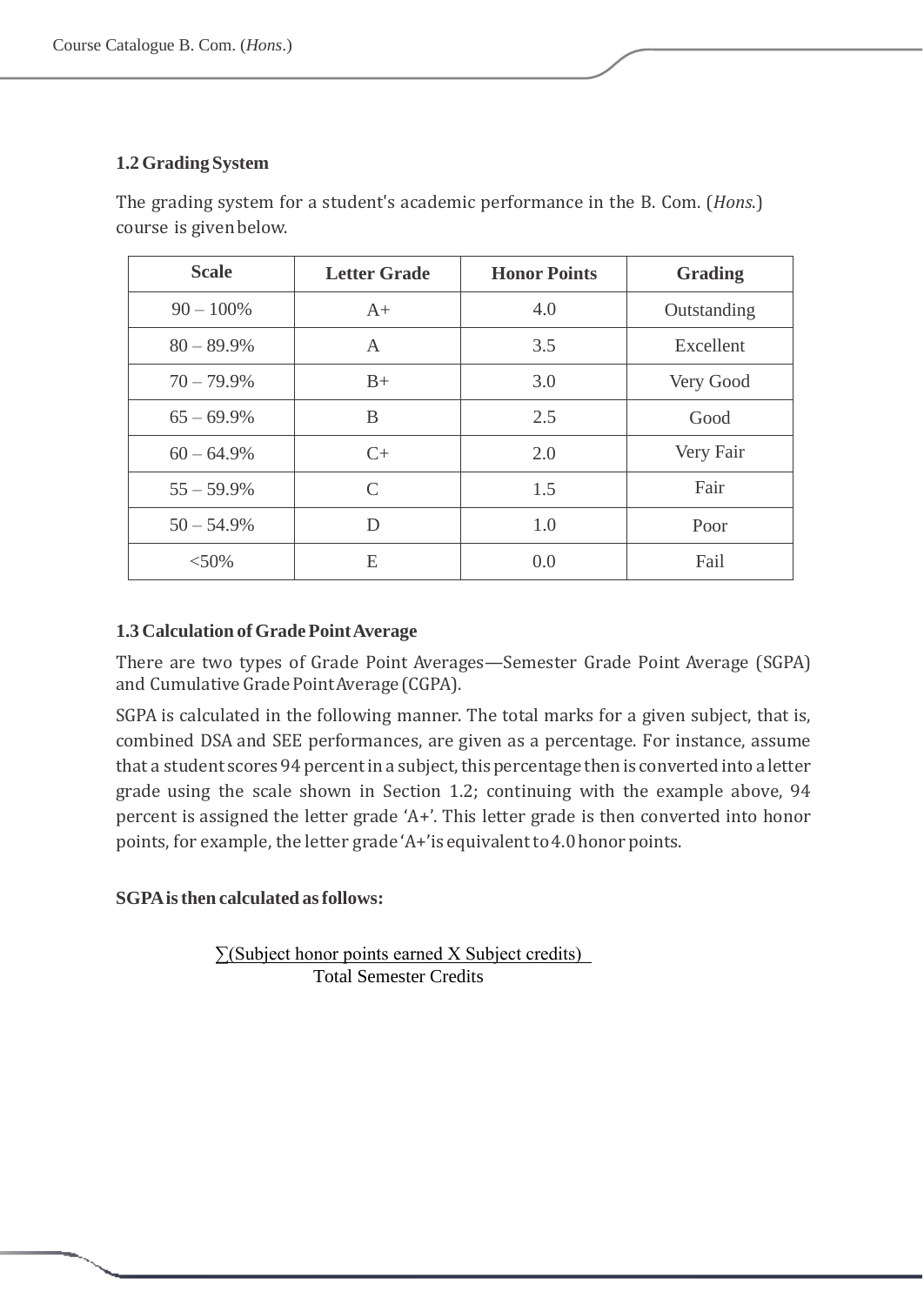### 1.2 Grading System

The grading system for a student's academic performance in the B. Com. (*Hons.*) course is given below.

| Scale | Letter Grade | Honor Points | Grading |
|---|---|---|---|
| 90 – 100% | A+ | 4.0 | Outstanding |
| 80 – 89.9% | A | 3.5 | Excellent |
| 70 – 79.9% | B+ | 3.0 | Very Good |
| 65 – 69.9% | B | 2.5 | Good |
| 60 – 64.9% | C+ | 2.0 | Very Fair |
| 55 – 59.9% | C | 1.5 | Fair |
| 50 – 54.9% | D | 1.0 | Poor |
| <50% | E | 0.0 | Fail |

### 1.3 Calculation of Grade Point Average

There are two types of Grade Point Averages—Semester Grade Point Average (SGPA) and Cumulative Grade Point Average (CGPA).

SGPA is calculated in the following manner. The total marks for a given subject, that is, combined DSA and SEE performances, are given as a percentage. For instance, assume that a student scores 94 percent in a subject, this percentage then is converted into a letter grade using the scale shown in Section 1.2; continuing with the example above, 94 percent is assigned the letter grade 'A+'. This letter grade is then converted into honor points, for example, the letter grade 'A+' is equivalent to 4.0 honor points.

**SGPA is then calculated as follows:**

$$\frac{\sum(\text{Subject honor points earned X Subject credits})}{\text{Total Semester Credits}}$$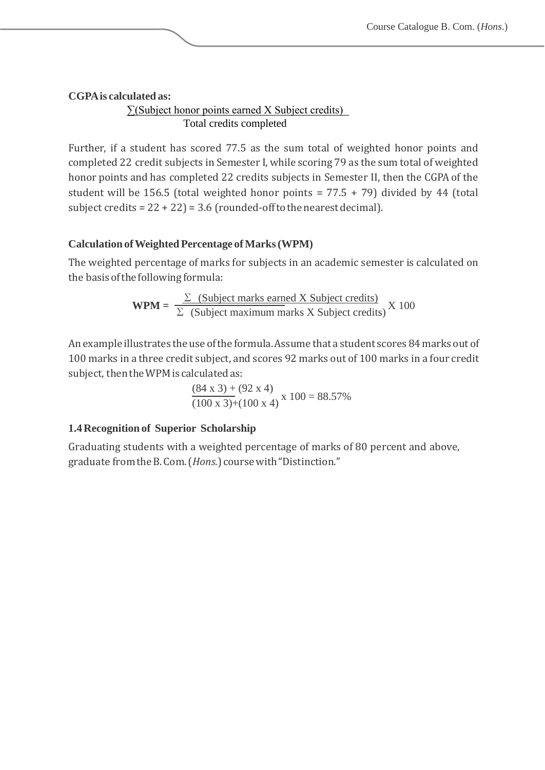**CGPA is calculated as:**

$$\frac{\sum(\text{Subject honor points earned X Subject credits})}{\text{Total credits completed}}$$

Further, if a student has scored 77.5 as the sum total of weighted honor points and completed 22 credit subjects in Semester I, while scoring 79 as the sum total of weighted honor points and has completed 22 credits subjects in Semester II, then the CGPA of the student will be 156.5 (total weighted honor points = 77.5 + 79) divided by 44 (total subject credits = 22 + 22) = 3.6 (rounded-off to the nearest decimal).

**Calculation of Weighted Percentage of Marks (WPM)**

The weighted percentage of marks for subjects in an academic semester is calculated on the basis of the following formula:

$$\textbf{WPM} = \frac{\Sigma \text{ (Subject marks earned X Subject credits)}}{\Sigma \text{ (Subject maximum marks X Subject credits)}} \text{ X } 100$$

An example illustrates the use of the formula. Assume that a student scores 84 marks out of 100 marks in a three credit subject, and scores 92 marks out of 100 marks in a four credit subject, then the WPM is calculated as:

$$\frac{(84 \text{ x } 3) + (92 \text{ x } 4)}{(100 \text{ x } 3)+(100 \text{ x } 4)} \text{ x } 100 = 88.57\%$$

**1.4 Recognition of Superior Scholarship**

Graduating students with a weighted percentage of marks of 80 percent and above, graduate from the B. Com. (*Hons.*) course with "Distinction."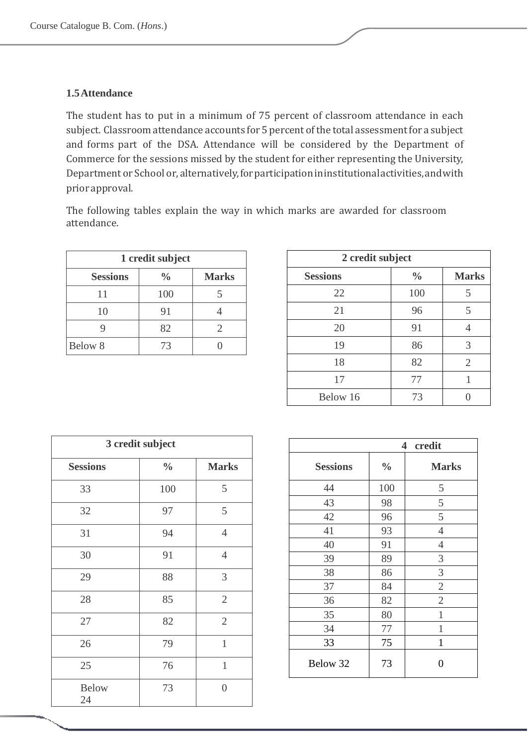### 1.5 Attendance

The student has to put in a minimum of 75 percent of classroom attendance in each subject. Classroom attendance accounts for 5 percent of the total assessment for a subject and forms part of the DSA. Attendance will be considered by the Department of Commerce for the sessions missed by the student for either representing the University, Department or School or, alternatively, for participation in institutional activities, and with prior approval.

The following tables explain the way in which marks are awarded for classroom attendance.

| 1 credit subject | | |
|---|---|---|
| **Sessions** | **%** | **Marks** |
| 11 | 100 | 5 |
| 10 | 91 | 4 |
| 9 | 82 | 2 |
| Below 8 | 73 | 0 |

| 2 credit subject | | |
|---|---|---|
| **Sessions** | **%** | **Marks** |
| 22 | 100 | 5 |
| 21 | 96 | 5 |
| 20 | 91 | 4 |
| 19 | 86 | 3 |
| 18 | 82 | 2 |
| 17 | 77 | 1 |
| Below 16 | 73 | 0 |

| 3 credit subject | | |
|---|---|---|
| **Sessions** | **%** | **Marks** |
| 33 | 100 | 5 |
| 32 | 97 | 5 |
| 31 | 94 | 4 |
| 30 | 91 | 4 |
| 29 | 88 | 3 |
| 28 | 85 | 2 |
| 27 | 82 | 2 |
| 26 | 79 | 1 |
| 25 | 76 | 1 |
| Below 24 | 73 | 0 |

| 4 credit | | |
|---|---|---|
| **Sessions** | **%** | **Marks** |
| 44 | 100 | 5 |
| 43 | 98 | 5 |
| 42 | 96 | 5 |
| 41 | 93 | 4 |
| 40 | 91 | 4 |
| 39 | 89 | 3 |
| 38 | 86 | 3 |
| 37 | 84 | 2 |
| 36 | 82 | 2 |
| 35 | 80 | 1 |
| 34 | 77 | 1 |
| 33 | 75 | 1 |
| Below 32 | 73 | 0 |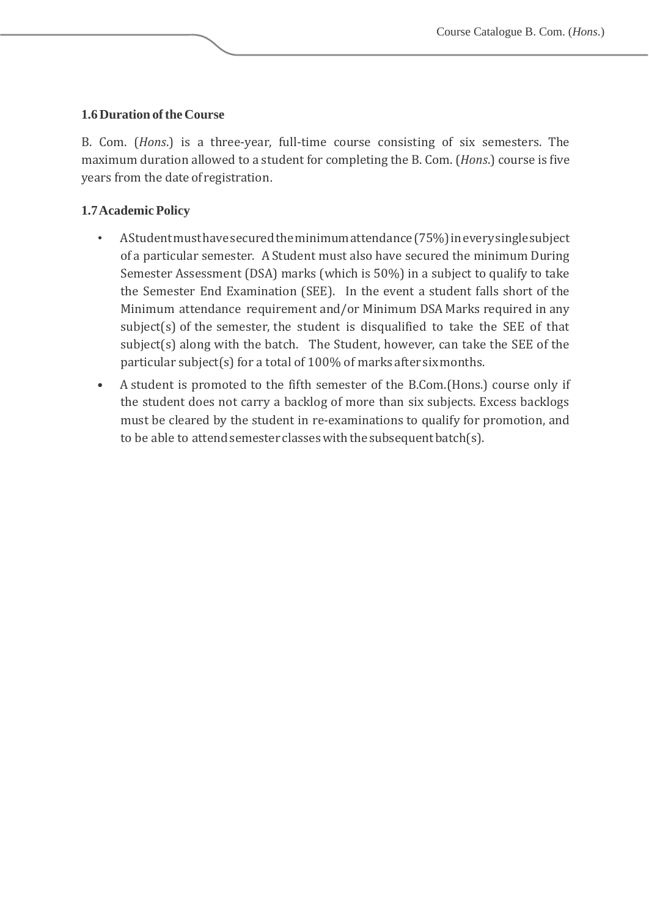### 1.6 Duration of the Course

B. Com. (*Hons.*) is a three-year, full-time course consisting of six semesters. The maximum duration allowed to a student for completing the B. Com. (*Hons.*) course is five years from the date of registration.

### 1.7 Academic Policy

- A Student must have secured the minimum attendance (75%) in every single subject of a particular semester. A Student must also have secured the minimum During Semester Assessment (DSA) marks (which is 50%) in a subject to qualify to take the Semester End Examination (SEE). In the event a student falls short of the Minimum attendance requirement and/or Minimum DSA Marks required in any subject(s) of the semester, the student is disqualified to take the SEE of that subject(s) along with the batch. The Student, however, can take the SEE of the particular subject(s) for a total of 100% of marks after six months.
- A student is promoted to the fifth semester of the B.Com.(Hons.) course only if the student does not carry a backlog of more than six subjects. Excess backlogs must be cleared by the student in re-examinations to qualify for promotion, and to be able to attend semester classes with the subsequent batch(s).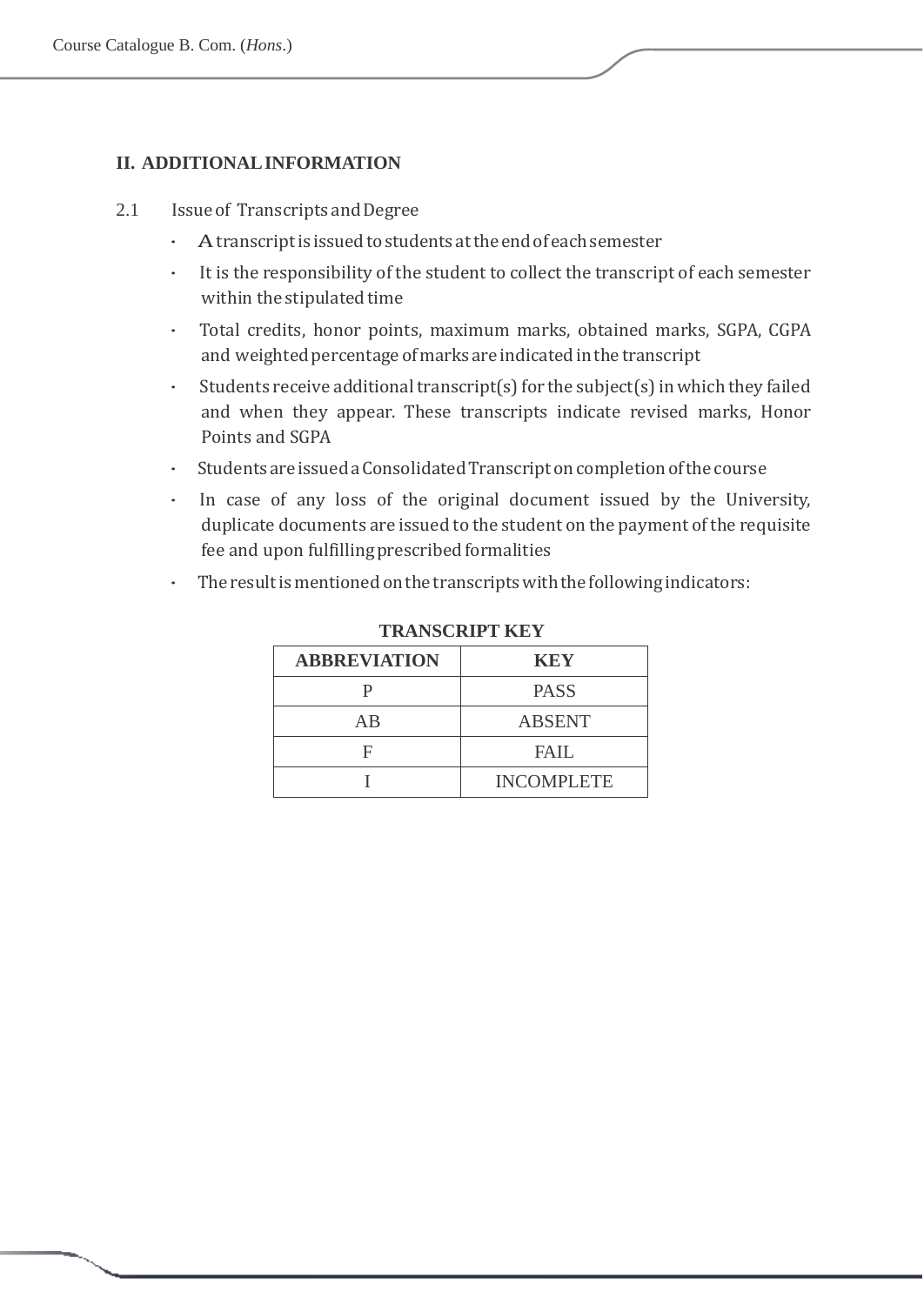## II. ADDITIONAL INFORMATION

2.1 Issue of Transcripts and Degree

- A transcript is issued to students at the end of each semester
- It is the responsibility of the student to collect the transcript of each semester within the stipulated time
- Total credits, honor points, maximum marks, obtained marks, SGPA, CGPA and weighted percentage of marks are indicated in the transcript
- Students receive additional transcript(s) for the subject(s) in which they failed and when they appear. These transcripts indicate revised marks, Honor Points and SGPA
- Students are issued a Consolidated Transcript on completion of the course
- In case of any loss of the original document issued by the University, duplicate documents are issued to the student on the payment of the requisite fee and upon fulfilling prescribed formalities
- The result is mentioned on the transcripts with the following indicators:

**TRANSCRIPT KEY**

| ABBREVIATION | KEY |
|---|---|
| P | PASS |
| AB | ABSENT |
| F | FAIL |
| I | INCOMPLETE |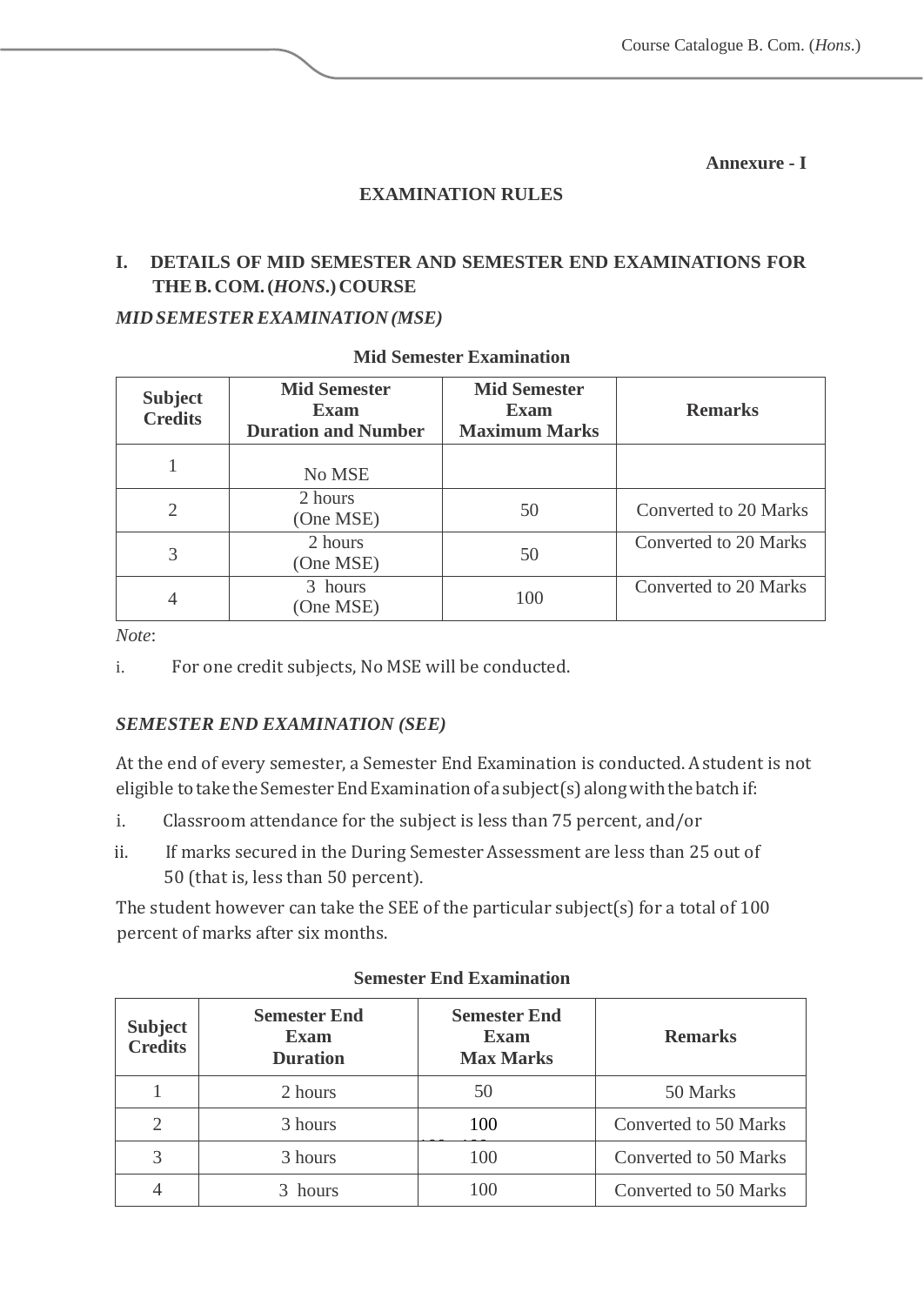**Annexure - I**

# EXAMINATION RULES

## I. DETAILS OF MID SEMESTER AND SEMESTER END EXAMINATIONS FOR THE B. COM. (*HONS.*) COURSE

### *MID SEMESTER EXAMINATION (MSE)*

**Mid Semester Examination**

| Subject Credits | Mid Semester Exam Duration and Number | Mid Semester Exam Maximum Marks | Remarks |
|---|---|---|---|
| 1 | No MSE | | |
| 2 | 2 hours (One MSE) | 50 | Converted to 20 Marks |
| 3 | 2 hours (One MSE) | 50 | Converted to 20 Marks |
| 4 | 3 hours (One MSE) | 100 | Converted to 20 Marks |

*Note*:

i. For one credit subjects, No MSE will be conducted.

### *SEMESTER END EXAMINATION (SEE)*

At the end of every semester, a Semester End Examination is conducted. A student is not eligible to take the Semester End Examination of a subject(s) along with the batch if:

i. Classroom attendance for the subject is less than 75 percent, and/or

ii. If marks secured in the During Semester Assessment are less than 25 out of 50 (that is, less than 50 percent).

The student however can take the SEE of the particular subject(s) for a total of 100 percent of marks after six months.

**Semester End Examination**

| Subject Credits | Semester End Exam Duration | Semester End Exam Max Marks | Remarks |
|---|---|---|---|
| 1 | 2 hours | 50 | 50 Marks |
| 2 | 3 hours | 100 | Converted to 50 Marks |
| 3 | 3 hours | 100 | Converted to 50 Marks |
| 4 | 3 hours | 100 | Converted to 50 Marks |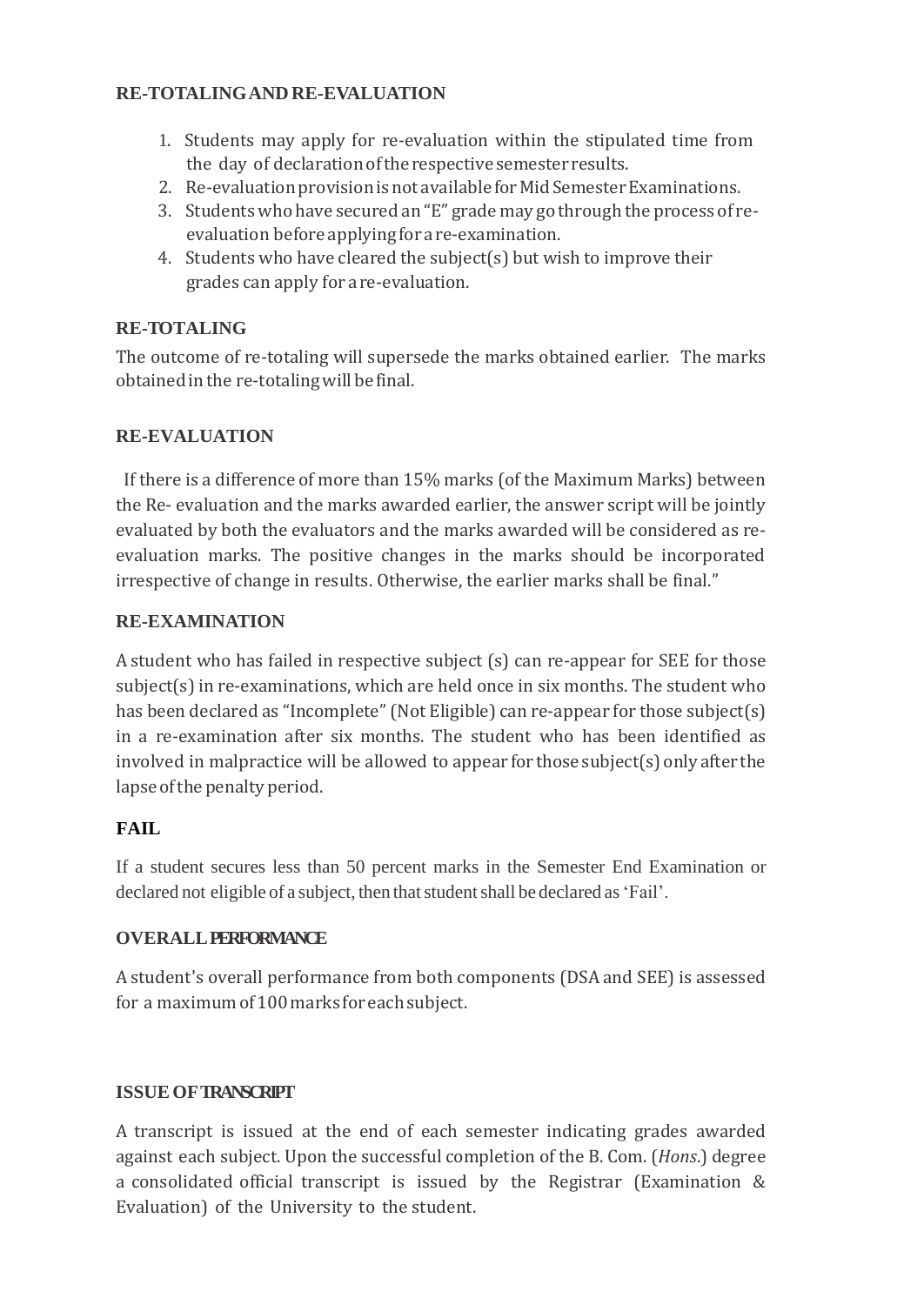### RE-TOTALING AND RE-EVALUATION

1. Students may apply for re-evaluation within the stipulated time from the day of declaration of the respective semester results.
2. Re-evaluation provision is not available for Mid Semester Examinations.
3. Students who have secured an "E" grade may go through the process of re-evaluation before applying for a re-examination.
4. Students who have cleared the subject(s) but wish to improve their grades can apply for a re-evaluation.

### RE-TOTALING

The outcome of re-totaling will supersede the marks obtained earlier. The marks obtained in the re-totaling will be final.

### RE-EVALUATION

If there is a difference of more than 15% marks (of the Maximum Marks) between the Re- evaluation and the marks awarded earlier, the answer script will be jointly evaluated by both the evaluators and the marks awarded will be considered as re-evaluation marks. The positive changes in the marks should be incorporated irrespective of change in results. Otherwise, the earlier marks shall be final."

### RE-EXAMINATION

A student who has failed in respective subject (s) can re-appear for SEE for those subject(s) in re-examinations, which are held once in six months. The student who has been declared as "Incomplete" (Not Eligible) can re-appear for those subject(s) in a re-examination after six months. The student who has been identified as involved in malpractice will be allowed to appear for those subject(s) only after the lapse of the penalty period.

### FAIL

If a student secures less than 50 percent marks in the Semester End Examination or declared not eligible of a subject, then that student shall be declared as 'Fail'.

### OVERALL PERFORMANCE

A student's overall performance from both components (DSA and SEE) is assessed for a maximum of 100 marks for each subject.

### ISSUE OF TRANSCRIPT

A transcript is issued at the end of each semester indicating grades awarded against each subject. Upon the successful completion of the B. Com. (*Hons.*) degree a consolidated official transcript is issued by the Registrar (Examination & Evaluation) of the University to the student.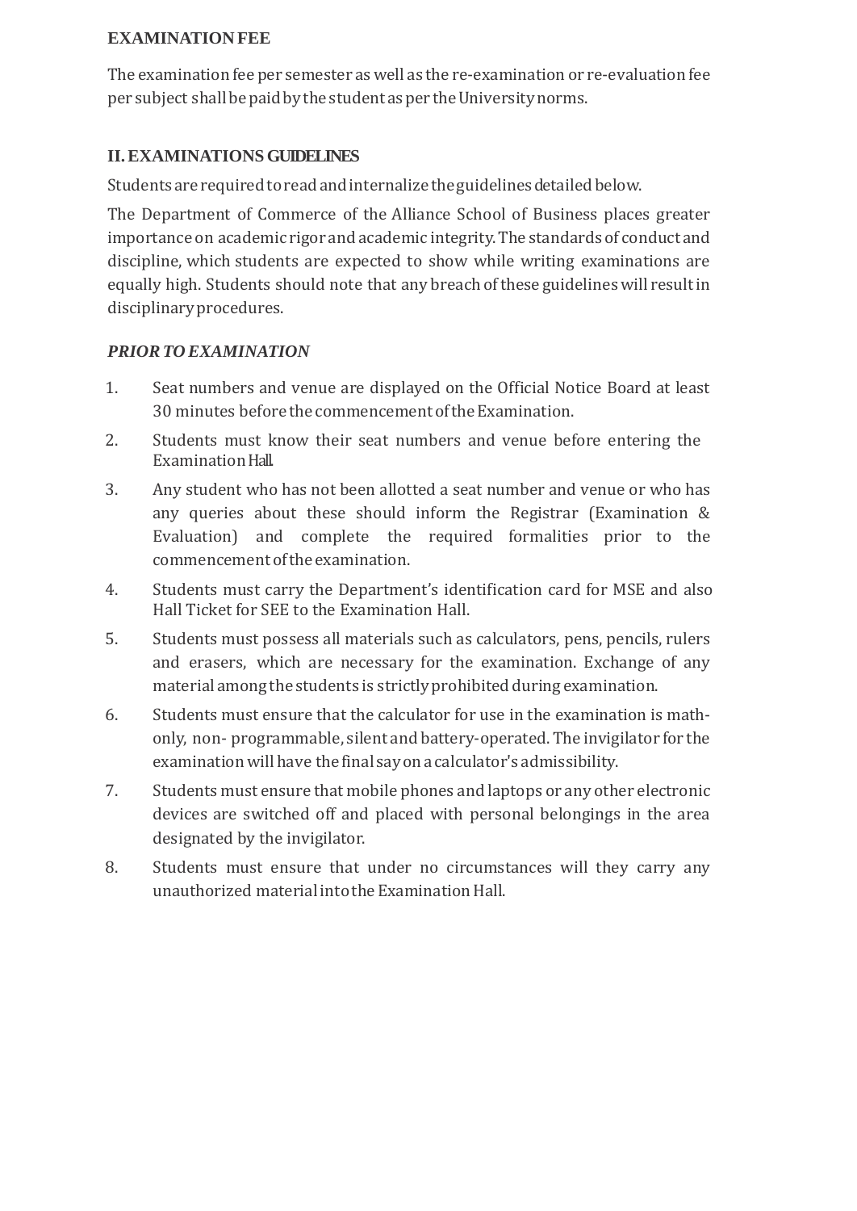## EXAMINATION FEE

The examination fee per semester as well as the re-examination or re-evaluation fee per subject shall be paid by the student as per the University norms.

## II. EXAMINATIONS GUIDELINES

Students are required to read and internalize the guidelines detailed below.

The Department of Commerce of the Alliance School of Business places greater importance on academic rigor and academic integrity. The standards of conduct and discipline, which students are expected to show while writing examinations are equally high. Students should note that any breach of these guidelines will result in disciplinary procedures.

### *PRIOR TO EXAMINATION*

1. Seat numbers and venue are displayed on the Official Notice Board at least 30 minutes before the commencement of the Examination.
2. Students must know their seat numbers and venue before entering the Examination Hall.
3. Any student who has not been allotted a seat number and venue or who has any queries about these should inform the Registrar (Examination & Evaluation) and complete the required formalities prior to the commencement of the examination.
4. Students must carry the Department's identification card for MSE and also Hall Ticket for SEE to the Examination Hall.
5. Students must possess all materials such as calculators, pens, pencils, rulers and erasers, which are necessary for the examination. Exchange of any material among the students is strictly prohibited during examination.
6. Students must ensure that the calculator for use in the examination is math-only, non- programmable, silent and battery-operated. The invigilator for the examination will have the final say on a calculator's admissibility.
7. Students must ensure that mobile phones and laptops or any other electronic devices are switched off and placed with personal belongings in the area designated by the invigilator.
8. Students must ensure that under no circumstances will they carry any unauthorized material into the Examination Hall.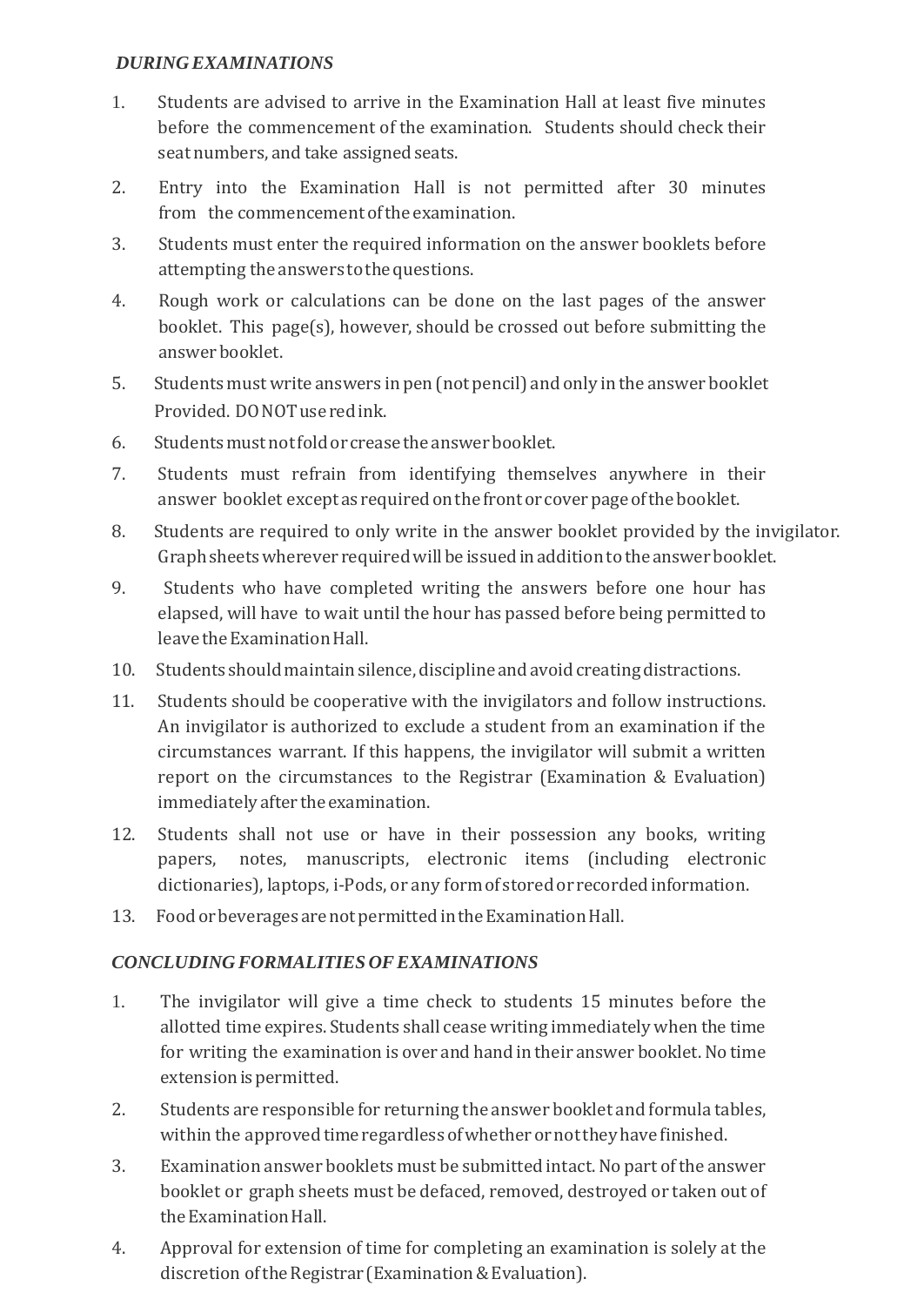### *DURING EXAMINATIONS*

1. Students are advised to arrive in the Examination Hall at least five minutes before the commencement of the examination. Students should check their seat numbers, and take assigned seats.
2. Entry into the Examination Hall is not permitted after 30 minutes from the commencement of the examination.
3. Students must enter the required information on the answer booklets before attempting the answers to the questions.
4. Rough work or calculations can be done on the last pages of the answer booklet. This page(s), however, should be crossed out before submitting the answer booklet.
5. Students must write answers in pen (not pencil) and only in the answer booklet Provided. DO NOT use red ink.
6. Students must not fold or crease the answer booklet.
7. Students must refrain from identifying themselves anywhere in their answer booklet except as required on the front or cover page of the booklet.
8. Students are required to only write in the answer booklet provided by the invigilator. Graph sheets wherever required will be issued in addition to the answer booklet.
9. Students who have completed writing the answers before one hour has elapsed, will have to wait until the hour has passed before being permitted to leave the Examination Hall.
10. Students should maintain silence, discipline and avoid creating distractions.
11. Students should be cooperative with the invigilators and follow instructions. An invigilator is authorized to exclude a student from an examination if the circumstances warrant. If this happens, the invigilator will submit a written report on the circumstances to the Registrar (Examination & Evaluation) immediately after the examination.
12. Students shall not use or have in their possession any books, writing papers, notes, manuscripts, electronic items (including electronic dictionaries), laptops, i-Pods, or any form of stored or recorded information.
13. Food or beverages are not permitted in the Examination Hall.

### *CONCLUDING FORMALITIES OF EXAMINATIONS*

1. The invigilator will give a time check to students 15 minutes before the allotted time expires. Students shall cease writing immediately when the time for writing the examination is over and hand in their answer booklet. No time extension is permitted.
2. Students are responsible for returning the answer booklet and formula tables, within the approved time regardless of whether or not they have finished.
3. Examination answer booklets must be submitted intact. No part of the answer booklet or graph sheets must be defaced, removed, destroyed or taken out of the Examination Hall.
4. Approval for extension of time for completing an examination is solely at the discretion of the Registrar (Examination & Evaluation).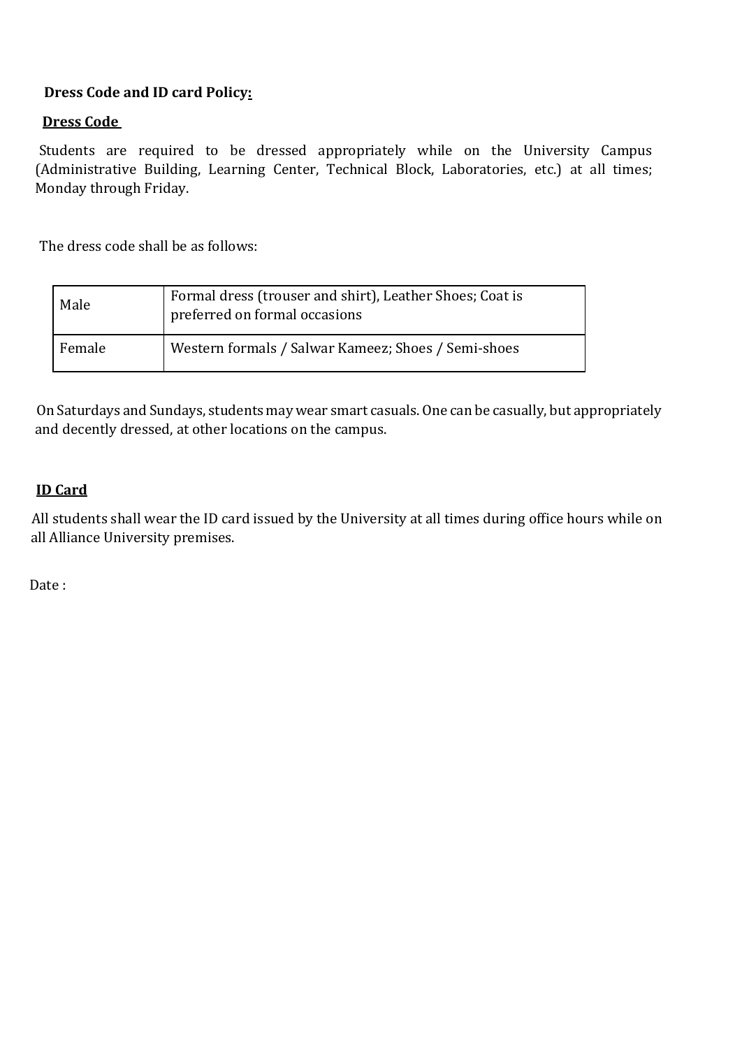**Dress Code and ID card Policy:**

**Dress Code**

Students are required to be dressed appropriately while on the University Campus (Administrative Building, Learning Center, Technical Block, Laboratories, etc.) at all times; Monday through Friday.

The dress code shall be as follows:

| | |
|---|---|
| Male | Formal dress (trouser and shirt), Leather Shoes; Coat is preferred on formal occasions |
| Female | Western formals / Salwar Kameez; Shoes / Semi-shoes |

On Saturdays and Sundays, students may wear smart casuals. One can be casually, but appropriately and decently dressed, at other locations on the campus.

**ID Card**

All students shall wear the ID card issued by the University at all times during office hours while on all Alliance University premises.

Date :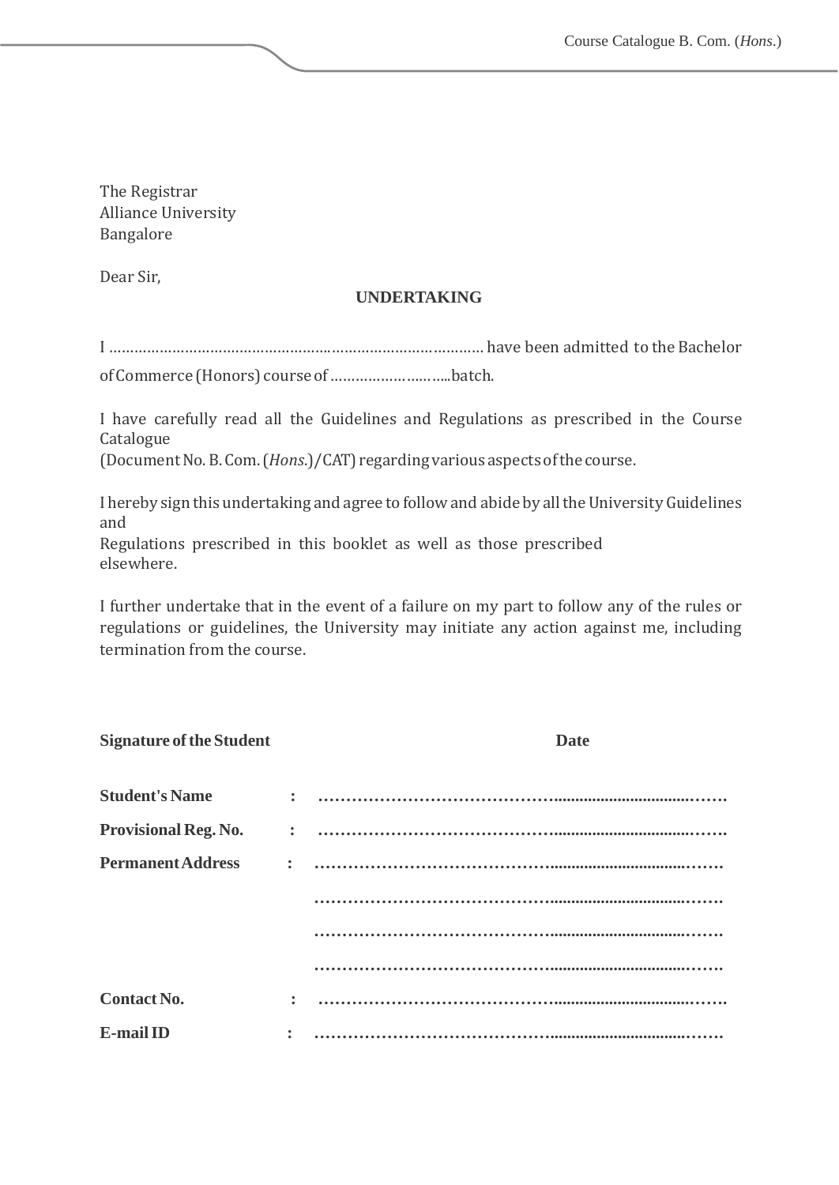The Registrar  
Alliance University  
Bangalore

Dear Sir,

**UNDERTAKING**

I ……………………………………………….……………………………. have been admitted to the Bachelor of Commerce (Honors) course of ……………………..…...batch.

I have carefully read all the Guidelines and Regulations as prescribed in the Course Catalogue (Document No. B. Com. (*Hons.*)/CAT) regarding various aspects of the course.

I hereby sign this undertaking and agree to follow and abide by all the University Guidelines and Regulations prescribed in this booklet as well as those prescribed elsewhere.

I further undertake that in the event of a failure on my part to follow any of the rules or regulations or guidelines, the University may initiate any action against me, including termination from the course.

**Signature of the Student** **Date**

**Student's Name** : ……………………………………......................................…….

**Provisional Reg. No.** : ……………………………………......................................…….

**Permanent Address** : ……………………………………......................................…….

……………………………………......................................…….

……………………………………......................................…….

……………………………………......................................…….

**Contact No.** : ……………………………………......................................…….

**E-mail ID** : ……………………………………......................................…….